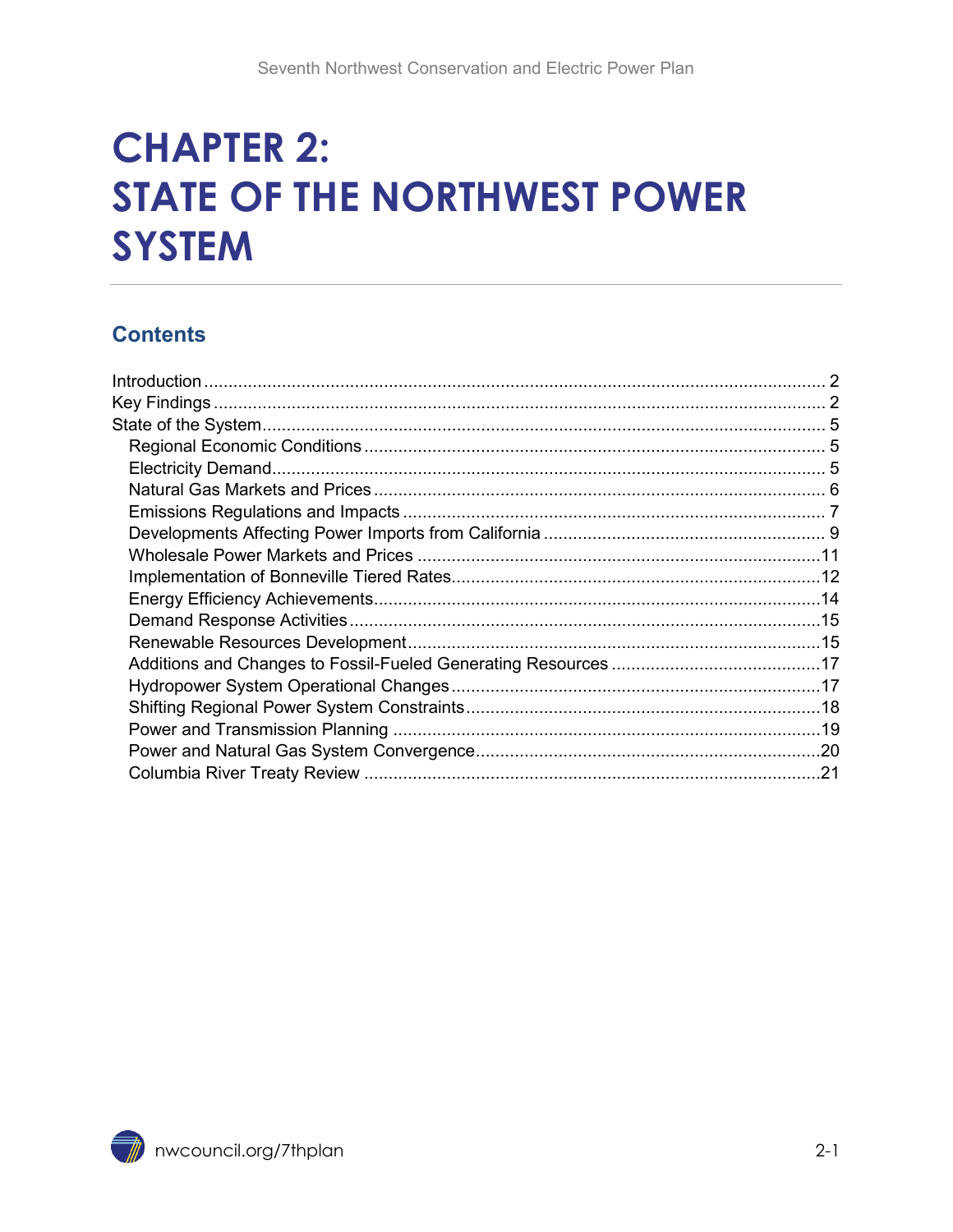# CHAPTER 2: STATE OF THE NORTHWEST POWER SYSTEM

## Contents

Introduction ........................................................................ 2
Key Findings ........................................................................ 2
State of the System ................................................................ 5
- Regional Economic Conditions ................................................ 5
- Electricity Demand ................................................................. 5
- Natural Gas Markets and Prices ............................................... 6
- Emissions Regulations and Impacts ......................................... 7
- Developments Affecting Power Imports from California ............. 9
- Wholesale Power Markets and Prices ...................................... 11
- Implementation of Bonneville Tiered Rates .............................. 12
- Energy Efficiency Achievements ............................................. 14
- Demand Response Activities ................................................... 15
- Renewable Resources Development ........................................ 15
- Additions and Changes to Fossil-Fueled Generating Resources ... 17
- Hydropower System Operational Changes ................................ 17
- Shifting Regional Power System Constraints ............................. 18
- Power and Transmission Planning ........................................... 19
- Power and Natural Gas System Convergence ............................ 20
- Columbia River Treaty Review ................................................ 21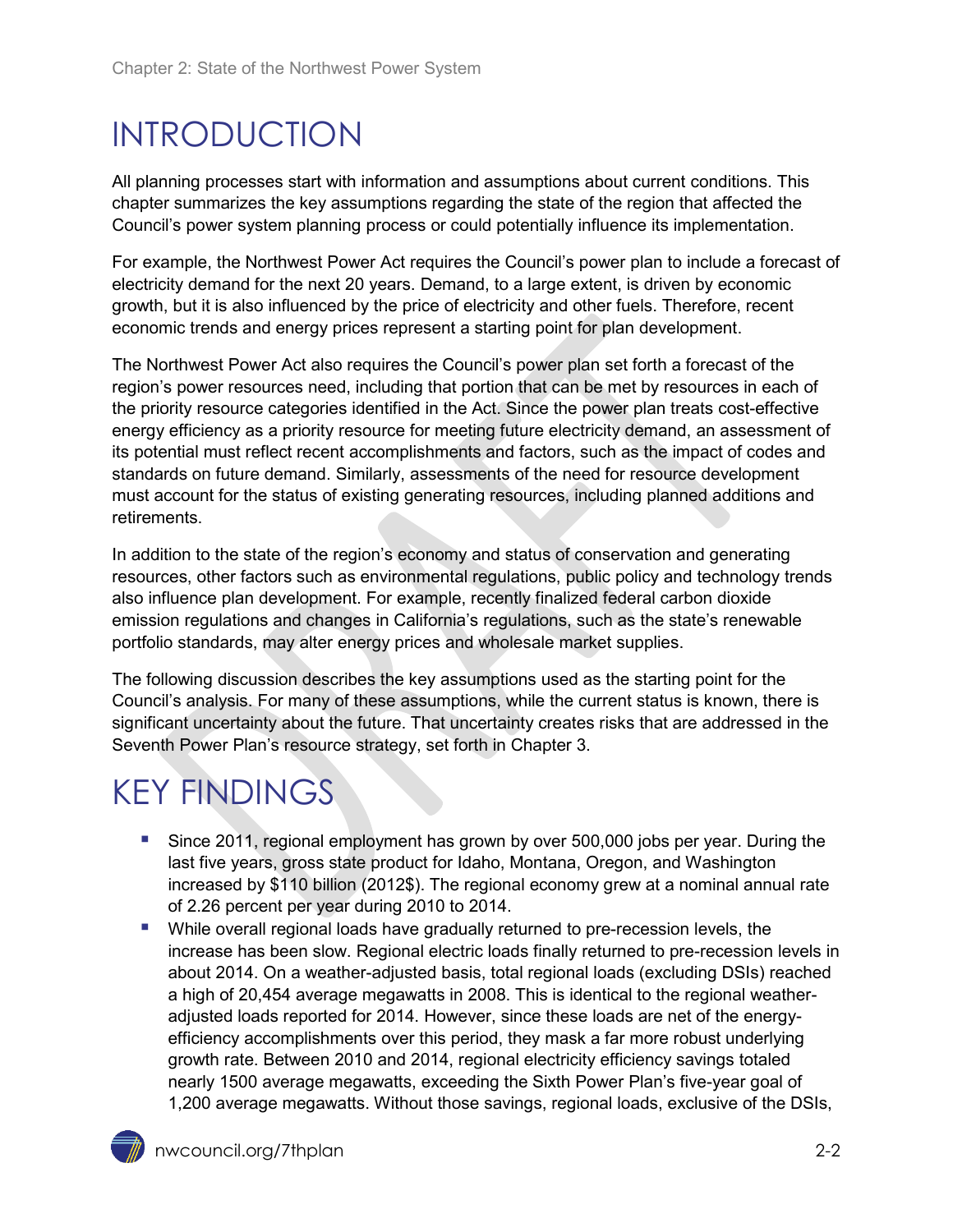# INTRODUCTION

All planning processes start with information and assumptions about current conditions. This chapter summarizes the key assumptions regarding the state of the region that affected the Council's power system planning process or could potentially influence its implementation.

For example, the Northwest Power Act requires the Council's power plan to include a forecast of electricity demand for the next 20 years. Demand, to a large extent, is driven by economic growth, but it is also influenced by the price of electricity and other fuels. Therefore, recent economic trends and energy prices represent a starting point for plan development.

The Northwest Power Act also requires the Council's power plan set forth a forecast of the region's power resources need, including that portion that can be met by resources in each of the priority resource categories identified in the Act. Since the power plan treats cost-effective energy efficiency as a priority resource for meeting future electricity demand, an assessment of its potential must reflect recent accomplishments and factors, such as the impact of codes and standards on future demand. Similarly, assessments of the need for resource development must account for the status of existing generating resources, including planned additions and retirements.

In addition to the state of the region's economy and status of conservation and generating resources, other factors such as environmental regulations, public policy and technology trends also influence plan development. For example, recently finalized federal carbon dioxide emission regulations and changes in California's regulations, such as the state's renewable portfolio standards, may alter energy prices and wholesale market supplies.

The following discussion describes the key assumptions used as the starting point for the Council's analysis. For many of these assumptions, while the current status is known, there is significant uncertainty about the future. That uncertainty creates risks that are addressed in the Seventh Power Plan's resource strategy, set forth in Chapter 3.

# KEY FINDINGS

- Since 2011, regional employment has grown by over 500,000 jobs per year. During the last five years, gross state product for Idaho, Montana, Oregon, and Washington increased by $110 billion (2012$). The regional economy grew at a nominal annual rate of 2.26 percent per year during 2010 to 2014.
- While overall regional loads have gradually returned to pre-recession levels, the increase has been slow. Regional electric loads finally returned to pre-recession levels in about 2014. On a weather-adjusted basis, total regional loads (excluding DSIs) reached a high of 20,454 average megawatts in 2008. This is identical to the regional weather-adjusted loads reported for 2014. However, since these loads are net of the energy-efficiency accomplishments over this period, they mask a far more robust underlying growth rate. Between 2010 and 2014, regional electricity efficiency savings totaled nearly 1500 average megawatts, exceeding the Sixth Power Plan's five-year goal of 1,200 average megawatts. Without those savings, regional loads, exclusive of the DSIs,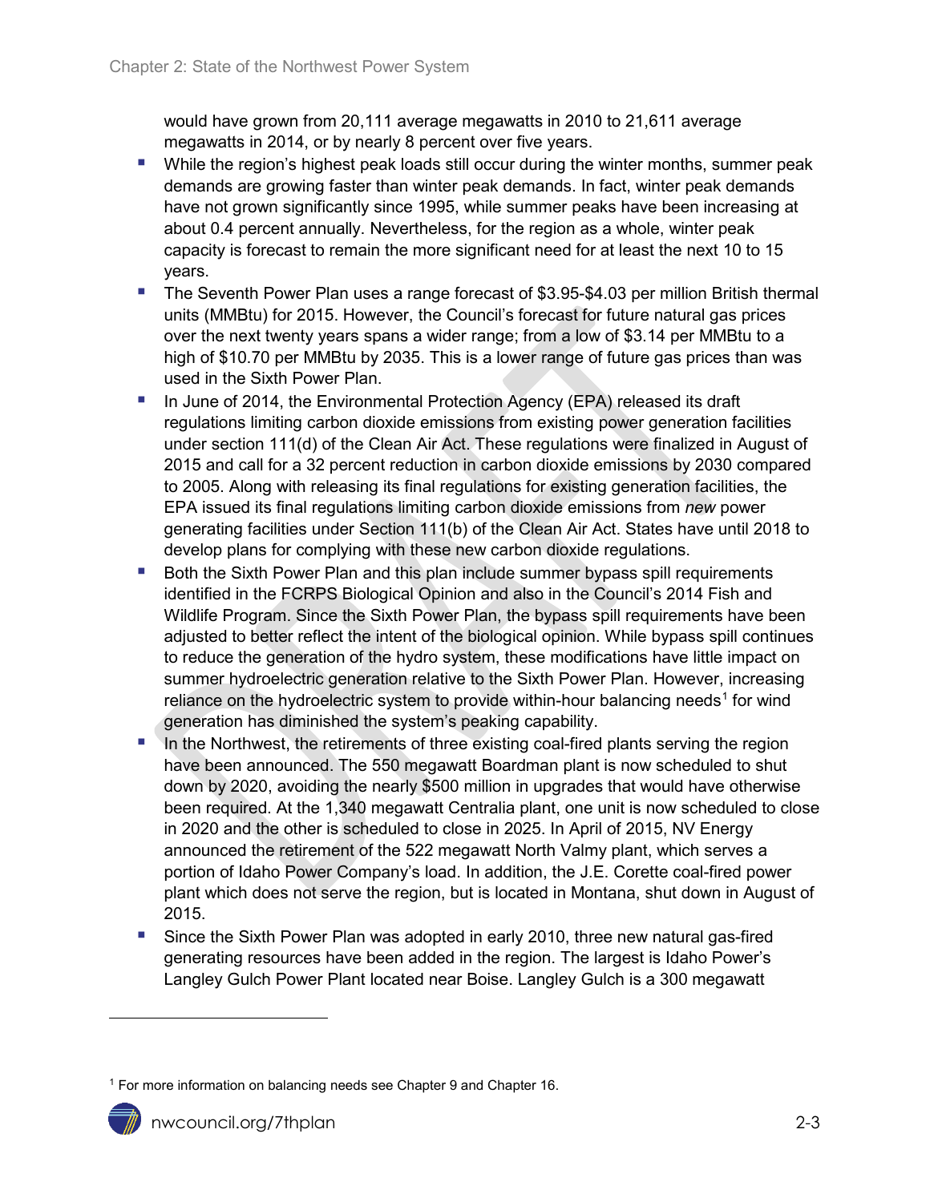would have grown from 20,111 average megawatts in 2010 to 21,611 average megawatts in 2014, or by nearly 8 percent over five years.

- While the region's highest peak loads still occur during the winter months, summer peak demands are growing faster than winter peak demands. In fact, winter peak demands have not grown significantly since 1995, while summer peaks have been increasing at about 0.4 percent annually. Nevertheless, for the region as a whole, winter peak capacity is forecast to remain the more significant need for at least the next 10 to 15 years.
- The Seventh Power Plan uses a range forecast of $3.95-$4.03 per million British thermal units (MMBtu) for 2015. However, the Council's forecast for future natural gas prices over the next twenty years spans a wider range; from a low of $3.14 per MMBtu to a high of $10.70 per MMBtu by 2035. This is a lower range of future gas prices than was used in the Sixth Power Plan.
- In June of 2014, the Environmental Protection Agency (EPA) released its draft regulations limiting carbon dioxide emissions from existing power generation facilities under section 111(d) of the Clean Air Act. These regulations were finalized in August of 2015 and call for a 32 percent reduction in carbon dioxide emissions by 2030 compared to 2005. Along with releasing its final regulations for existing generation facilities, the EPA issued its final regulations limiting carbon dioxide emissions from *new* power generating facilities under Section 111(b) of the Clean Air Act. States have until 2018 to develop plans for complying with these new carbon dioxide regulations.
- Both the Sixth Power Plan and this plan include summer bypass spill requirements identified in the FCRPS Biological Opinion and also in the Council's 2014 Fish and Wildlife Program. Since the Sixth Power Plan, the bypass spill requirements have been adjusted to better reflect the intent of the biological opinion. While bypass spill continues to reduce the generation of the hydro system, these modifications have little impact on summer hydroelectric generation relative to the Sixth Power Plan. However, increasing reliance on the hydroelectric system to provide within-hour balancing needs[1] for wind generation has diminished the system's peaking capability.
- In the Northwest, the retirements of three existing coal-fired plants serving the region have been announced. The 550 megawatt Boardman plant is now scheduled to shut down by 2020, avoiding the nearly $500 million in upgrades that would have otherwise been required. At the 1,340 megawatt Centralia plant, one unit is now scheduled to close in 2020 and the other is scheduled to close in 2025. In April of 2015, NV Energy announced the retirement of the 522 megawatt North Valmy plant, which serves a portion of Idaho Power Company's load. In addition, the J.E. Corette coal-fired power plant which does not serve the region, but is located in Montana, shut down in August of 2015.
- Since the Sixth Power Plan was adopted in early 2010, three new natural gas-fired generating resources have been added in the region. The largest is Idaho Power's Langley Gulch Power Plant located near Boise. Langley Gulch is a 300 megawatt

[1] For more information on balancing needs see Chapter 9 and Chapter 16.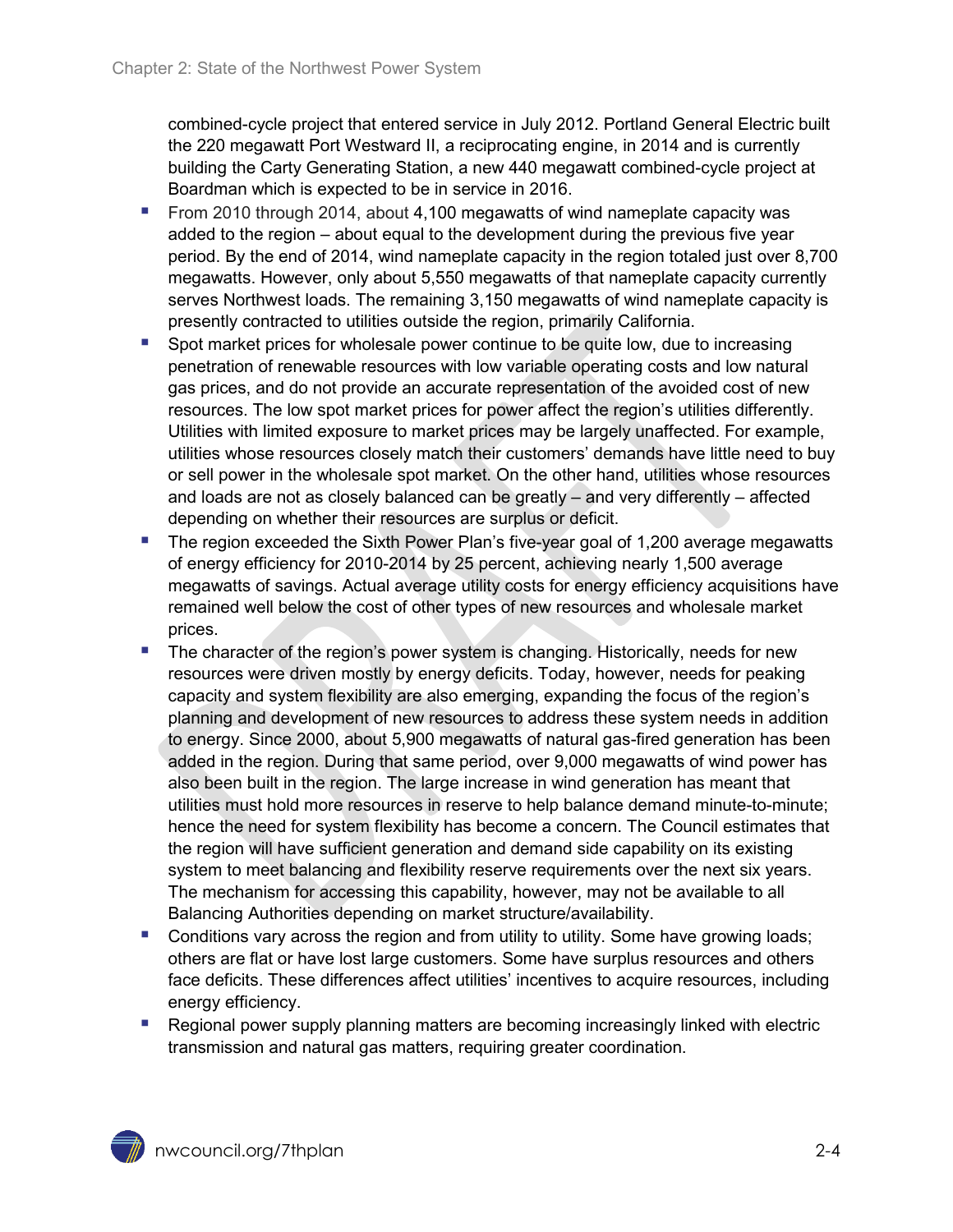combined-cycle project that entered service in July 2012. Portland General Electric built the 220 megawatt Port Westward II, a reciprocating engine, in 2014 and is currently building the Carty Generating Station, a new 440 megawatt combined-cycle project at Boardman which is expected to be in service in 2016.

- From 2010 through 2014, about 4,100 megawatts of wind nameplate capacity was added to the region – about equal to the development during the previous five year period. By the end of 2014, wind nameplate capacity in the region totaled just over 8,700 megawatts. However, only about 5,550 megawatts of that nameplate capacity currently serves Northwest loads. The remaining 3,150 megawatts of wind nameplate capacity is presently contracted to utilities outside the region, primarily California.
- Spot market prices for wholesale power continue to be quite low, due to increasing penetration of renewable resources with low variable operating costs and low natural gas prices, and do not provide an accurate representation of the avoided cost of new resources. The low spot market prices for power affect the region's utilities differently. Utilities with limited exposure to market prices may be largely unaffected. For example, utilities whose resources closely match their customers' demands have little need to buy or sell power in the wholesale spot market. On the other hand, utilities whose resources and loads are not as closely balanced can be greatly – and very differently – affected depending on whether their resources are surplus or deficit.
- The region exceeded the Sixth Power Plan's five-year goal of 1,200 average megawatts of energy efficiency for 2010-2014 by 25 percent, achieving nearly 1,500 average megawatts of savings. Actual average utility costs for energy efficiency acquisitions have remained well below the cost of other types of new resources and wholesale market prices.
- The character of the region's power system is changing. Historically, needs for new resources were driven mostly by energy deficits. Today, however, needs for peaking capacity and system flexibility are also emerging, expanding the focus of the region's planning and development of new resources to address these system needs in addition to energy. Since 2000, about 5,900 megawatts of natural gas-fired generation has been added in the region. During that same period, over 9,000 megawatts of wind power has also been built in the region. The large increase in wind generation has meant that utilities must hold more resources in reserve to help balance demand minute-to-minute; hence the need for system flexibility has become a concern. The Council estimates that the region will have sufficient generation and demand side capability on its existing system to meet balancing and flexibility reserve requirements over the next six years. The mechanism for accessing this capability, however, may not be available to all Balancing Authorities depending on market structure/availability.
- Conditions vary across the region and from utility to utility. Some have growing loads; others are flat or have lost large customers. Some have surplus resources and others face deficits. These differences affect utilities' incentives to acquire resources, including energy efficiency.
- Regional power supply planning matters are becoming increasingly linked with electric transmission and natural gas matters, requiring greater coordination.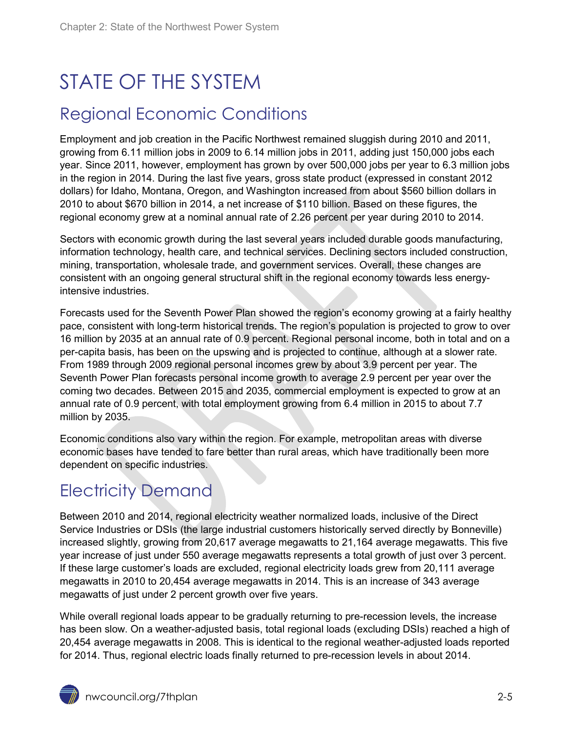# STATE OF THE SYSTEM

## Regional Economic Conditions

Employment and job creation in the Pacific Northwest remained sluggish during 2010 and 2011, growing from 6.11 million jobs in 2009 to 6.14 million jobs in 2011, adding just 150,000 jobs each year. Since 2011, however, employment has grown by over 500,000 jobs per year to 6.3 million jobs in the region in 2014. During the last five years, gross state product (expressed in constant 2012 dollars) for Idaho, Montana, Oregon, and Washington increased from about $560 billion dollars in 2010 to about $670 billion in 2014, a net increase of $110 billion. Based on these figures, the regional economy grew at a nominal annual rate of 2.26 percent per year during 2010 to 2014.

Sectors with economic growth during the last several years included durable goods manufacturing, information technology, health care, and technical services. Declining sectors included construction, mining, transportation, wholesale trade, and government services. Overall, these changes are consistent with an ongoing general structural shift in the regional economy towards less energy-intensive industries.

Forecasts used for the Seventh Power Plan showed the region's economy growing at a fairly healthy pace, consistent with long-term historical trends. The region's population is projected to grow to over 16 million by 2035 at an annual rate of 0.9 percent. Regional personal income, both in total and on a per-capita basis, has been on the upswing and is projected to continue, although at a slower rate. From 1989 through 2009 regional personal incomes grew by about 3.9 percent per year. The Seventh Power Plan forecasts personal income growth to average 2.9 percent per year over the coming two decades. Between 2015 and 2035, commercial employment is expected to grow at an annual rate of 0.9 percent, with total employment growing from 6.4 million in 2015 to about 7.7 million by 2035.

Economic conditions also vary within the region. For example, metropolitan areas with diverse economic bases have tended to fare better than rural areas, which have traditionally been more dependent on specific industries.

## Electricity Demand

Between 2010 and 2014, regional electricity weather normalized loads, inclusive of the Direct Service Industries or DSIs (the large industrial customers historically served directly by Bonneville) increased slightly, growing from 20,617 average megawatts to 21,164 average megawatts. This five year increase of just under 550 average megawatts represents a total growth of just over 3 percent. If these large customer's loads are excluded, regional electricity loads grew from 20,111 average megawatts in 2010 to 20,454 average megawatts in 2014. This is an increase of 343 average megawatts of just under 2 percent growth over five years.

While overall regional loads appear to be gradually returning to pre-recession levels, the increase has been slow. On a weather-adjusted basis, total regional loads (excluding DSIs) reached a high of 20,454 average megawatts in 2008. This is identical to the regional weather-adjusted loads reported for 2014. Thus, regional electric loads finally returned to pre-recession levels in about 2014.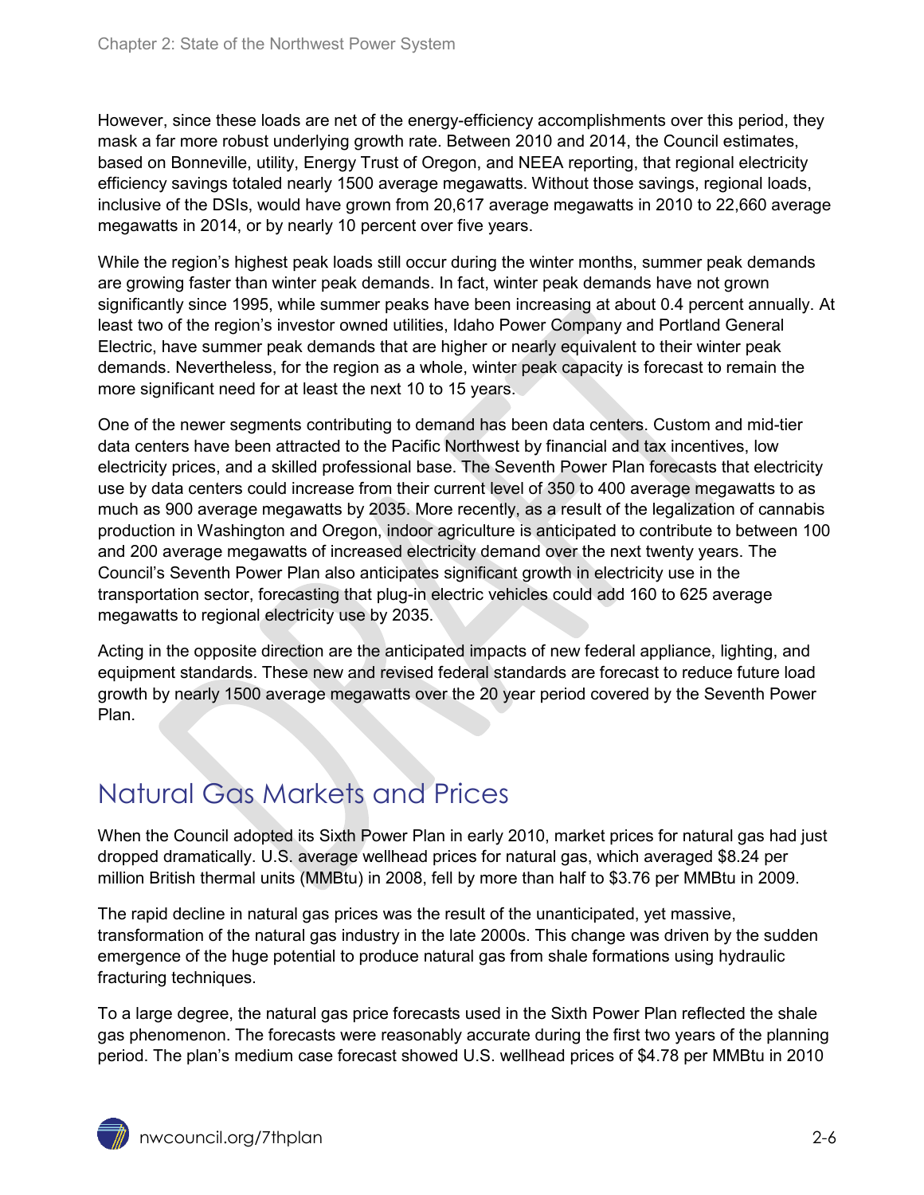However, since these loads are net of the energy-efficiency accomplishments over this period, they mask a far more robust underlying growth rate. Between 2010 and 2014, the Council estimates, based on Bonneville, utility, Energy Trust of Oregon, and NEEA reporting, that regional electricity efficiency savings totaled nearly 1500 average megawatts. Without those savings, regional loads, inclusive of the DSIs, would have grown from 20,617 average megawatts in 2010 to 22,660 average megawatts in 2014, or by nearly 10 percent over five years.

While the region's highest peak loads still occur during the winter months, summer peak demands are growing faster than winter peak demands. In fact, winter peak demands have not grown significantly since 1995, while summer peaks have been increasing at about 0.4 percent annually. At least two of the region's investor owned utilities, Idaho Power Company and Portland General Electric, have summer peak demands that are higher or nearly equivalent to their winter peak demands. Nevertheless, for the region as a whole, winter peak capacity is forecast to remain the more significant need for at least the next 10 to 15 years.

One of the newer segments contributing to demand has been data centers. Custom and mid-tier data centers have been attracted to the Pacific Northwest by financial and tax incentives, low electricity prices, and a skilled professional base. The Seventh Power Plan forecasts that electricity use by data centers could increase from their current level of 350 to 400 average megawatts to as much as 900 average megawatts by 2035. More recently, as a result of the legalization of cannabis production in Washington and Oregon, indoor agriculture is anticipated to contribute to between 100 and 200 average megawatts of increased electricity demand over the next twenty years. The Council's Seventh Power Plan also anticipates significant growth in electricity use in the transportation sector, forecasting that plug-in electric vehicles could add 160 to 625 average megawatts to regional electricity use by 2035.

Acting in the opposite direction are the anticipated impacts of new federal appliance, lighting, and equipment standards. These new and revised federal standards are forecast to reduce future load growth by nearly 1500 average megawatts over the 20 year period covered by the Seventh Power Plan.

## Natural Gas Markets and Prices

When the Council adopted its Sixth Power Plan in early 2010, market prices for natural gas had just dropped dramatically. U.S. average wellhead prices for natural gas, which averaged $8.24 per million British thermal units (MMBtu) in 2008, fell by more than half to $3.76 per MMBtu in 2009.

The rapid decline in natural gas prices was the result of the unanticipated, yet massive, transformation of the natural gas industry in the late 2000s. This change was driven by the sudden emergence of the huge potential to produce natural gas from shale formations using hydraulic fracturing techniques.

To a large degree, the natural gas price forecasts used in the Sixth Power Plan reflected the shale gas phenomenon. The forecasts were reasonably accurate during the first two years of the planning period. The plan's medium case forecast showed U.S. wellhead prices of $4.78 per MMBtu in 2010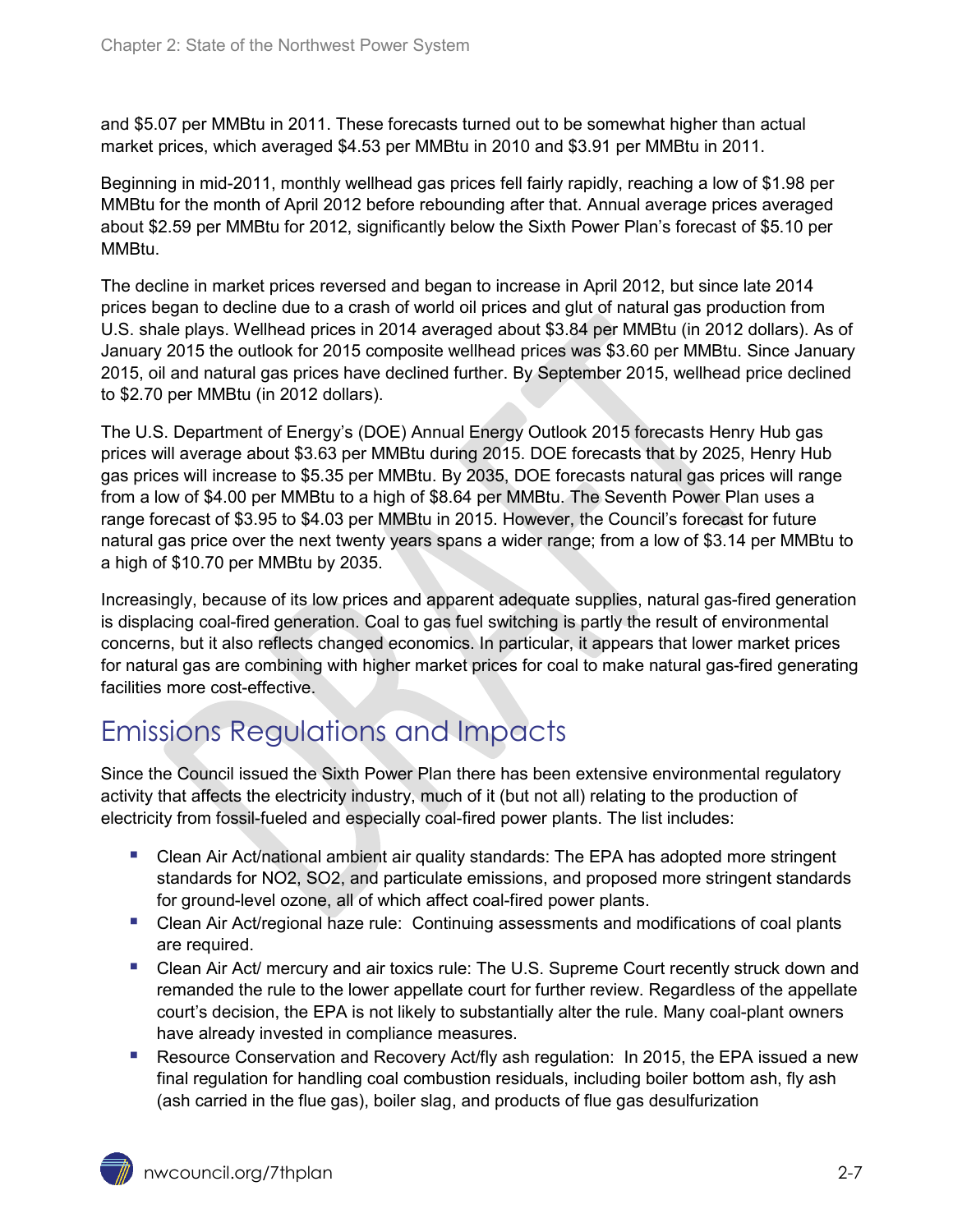and $5.07 per MMBtu in 2011. These forecasts turned out to be somewhat higher than actual market prices, which averaged $4.53 per MMBtu in 2010 and $3.91 per MMBtu in 2011.

Beginning in mid-2011, monthly wellhead gas prices fell fairly rapidly, reaching a low of $1.98 per MMBtu for the month of April 2012 before rebounding after that. Annual average prices averaged about $2.59 per MMBtu for 2012, significantly below the Sixth Power Plan's forecast of $5.10 per MMBtu.

The decline in market prices reversed and began to increase in April 2012, but since late 2014 prices began to decline due to a crash of world oil prices and glut of natural gas production from U.S. shale plays. Wellhead prices in 2014 averaged about $3.84 per MMBtu (in 2012 dollars). As of January 2015 the outlook for 2015 composite wellhead prices was $3.60 per MMBtu. Since January 2015, oil and natural gas prices have declined further. By September 2015, wellhead price declined to $2.70 per MMBtu (in 2012 dollars).

The U.S. Department of Energy's (DOE) Annual Energy Outlook 2015 forecasts Henry Hub gas prices will average about $3.63 per MMBtu during 2015. DOE forecasts that by 2025, Henry Hub gas prices will increase to $5.35 per MMBtu. By 2035, DOE forecasts natural gas prices will range from a low of $4.00 per MMBtu to a high of $8.64 per MMBtu. The Seventh Power Plan uses a range forecast of $3.95 to $4.03 per MMBtu in 2015. However, the Council's forecast for future natural gas price over the next twenty years spans a wider range; from a low of $3.14 per MMBtu to a high of $10.70 per MMBtu by 2035.

Increasingly, because of its low prices and apparent adequate supplies, natural gas-fired generation is displacing coal-fired generation. Coal to gas fuel switching is partly the result of environmental concerns, but it also reflects changed economics. In particular, it appears that lower market prices for natural gas are combining with higher market prices for coal to make natural gas-fired generating facilities more cost-effective.

# Emissions Regulations and Impacts

Since the Council issued the Sixth Power Plan there has been extensive environmental regulatory activity that affects the electricity industry, much of it (but not all) relating to the production of electricity from fossil-fueled and especially coal-fired power plants. The list includes:

- Clean Air Act/national ambient air quality standards: The EPA has adopted more stringent standards for $NO_2$, $SO_2$, and particulate emissions, and proposed more stringent standards for ground-level ozone, all of which affect coal-fired power plants.
- Clean Air Act/regional haze rule: Continuing assessments and modifications of coal plants are required.
- Clean Air Act/ mercury and air toxics rule: The U.S. Supreme Court recently struck down and remanded the rule to the lower appellate court for further review. Regardless of the appellate court's decision, the EPA is not likely to substantially alter the rule. Many coal-plant owners have already invested in compliance measures.
- Resource Conservation and Recovery Act/fly ash regulation: In 2015, the EPA issued a new final regulation for handling coal combustion residuals, including boiler bottom ash, fly ash (ash carried in the flue gas), boiler slag, and products of flue gas desulfurization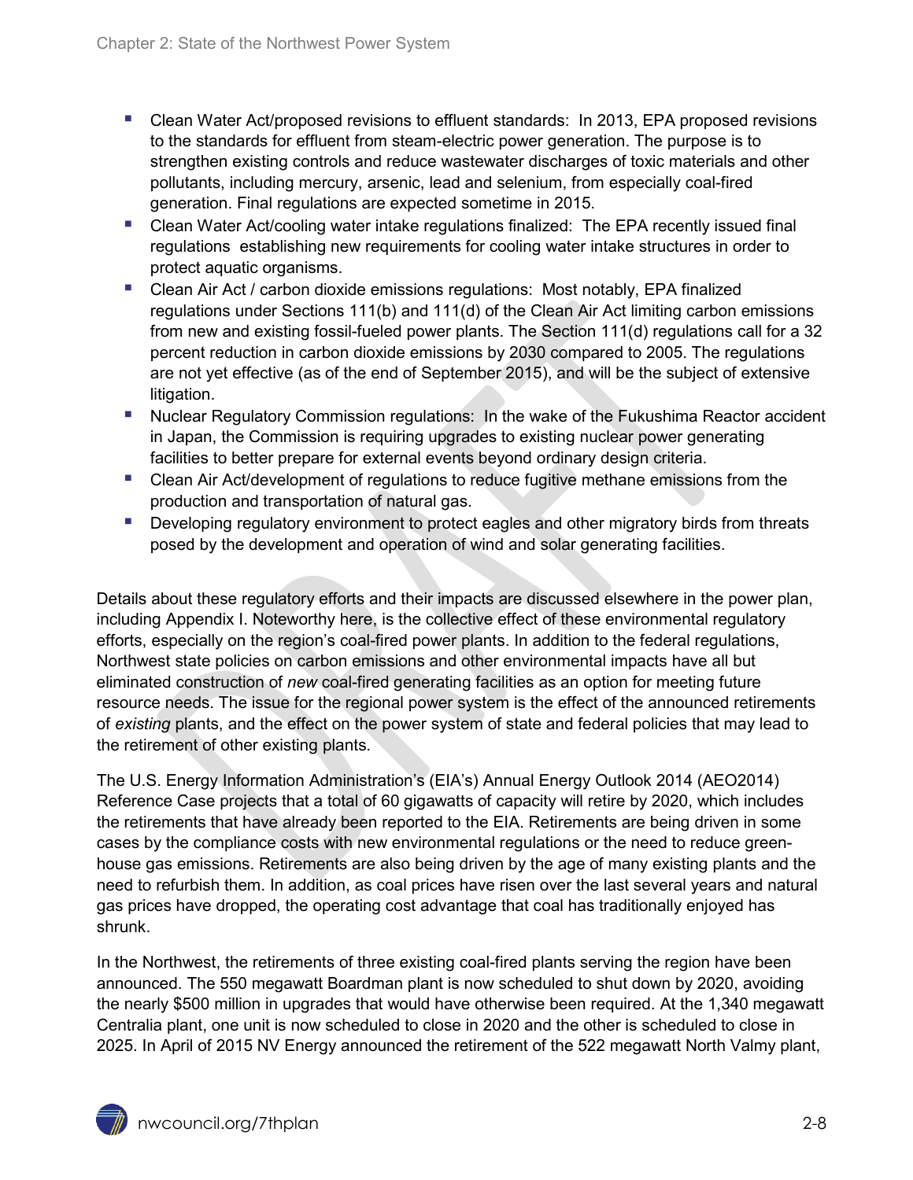- Clean Water Act/proposed revisions to effluent standards: In 2013, EPA proposed revisions to the standards for effluent from steam-electric power generation. The purpose is to strengthen existing controls and reduce wastewater discharges of toxic materials and other pollutants, including mercury, arsenic, lead and selenium, from especially coal-fired generation. Final regulations are expected sometime in 2015.
- Clean Water Act/cooling water intake regulations finalized: The EPA recently issued final regulations establishing new requirements for cooling water intake structures in order to protect aquatic organisms.
- Clean Air Act / carbon dioxide emissions regulations: Most notably, EPA finalized regulations under Sections 111(b) and 111(d) of the Clean Air Act limiting carbon emissions from new and existing fossil-fueled power plants. The Section 111(d) regulations call for a 32 percent reduction in carbon dioxide emissions by 2030 compared to 2005. The regulations are not yet effective (as of the end of September 2015), and will be the subject of extensive litigation.
- Nuclear Regulatory Commission regulations: In the wake of the Fukushima Reactor accident in Japan, the Commission is requiring upgrades to existing nuclear power generating facilities to better prepare for external events beyond ordinary design criteria.
- Clean Air Act/development of regulations to reduce fugitive methane emissions from the production and transportation of natural gas.
- Developing regulatory environment to protect eagles and other migratory birds from threats posed by the development and operation of wind and solar generating facilities.

Details about these regulatory efforts and their impacts are discussed elsewhere in the power plan, including Appendix I. Noteworthy here, is the collective effect of these environmental regulatory efforts, especially on the region's coal-fired power plants. In addition to the federal regulations, Northwest state policies on carbon emissions and other environmental impacts have all but eliminated construction of *new* coal-fired generating facilities as an option for meeting future resource needs. The issue for the regional power system is the effect of the announced retirements of *existing* plants, and the effect on the power system of state and federal policies that may lead to the retirement of other existing plants.

The U.S. Energy Information Administration's (EIA's) Annual Energy Outlook 2014 (AEO2014) Reference Case projects that a total of 60 gigawatts of capacity will retire by 2020, which includes the retirements that have already been reported to the EIA. Retirements are being driven in some cases by the compliance costs with new environmental regulations or the need to reduce green-house gas emissions. Retirements are also being driven by the age of many existing plants and the need to refurbish them. In addition, as coal prices have risen over the last several years and natural gas prices have dropped, the operating cost advantage that coal has traditionally enjoyed has shrunk.

In the Northwest, the retirements of three existing coal-fired plants serving the region have been announced. The 550 megawatt Boardman plant is now scheduled to shut down by 2020, avoiding the nearly $500 million in upgrades that would have otherwise been required. At the 1,340 megawatt Centralia plant, one unit is now scheduled to close in 2020 and the other is scheduled to close in 2025. In April of 2015 NV Energy announced the retirement of the 522 megawatt North Valmy plant,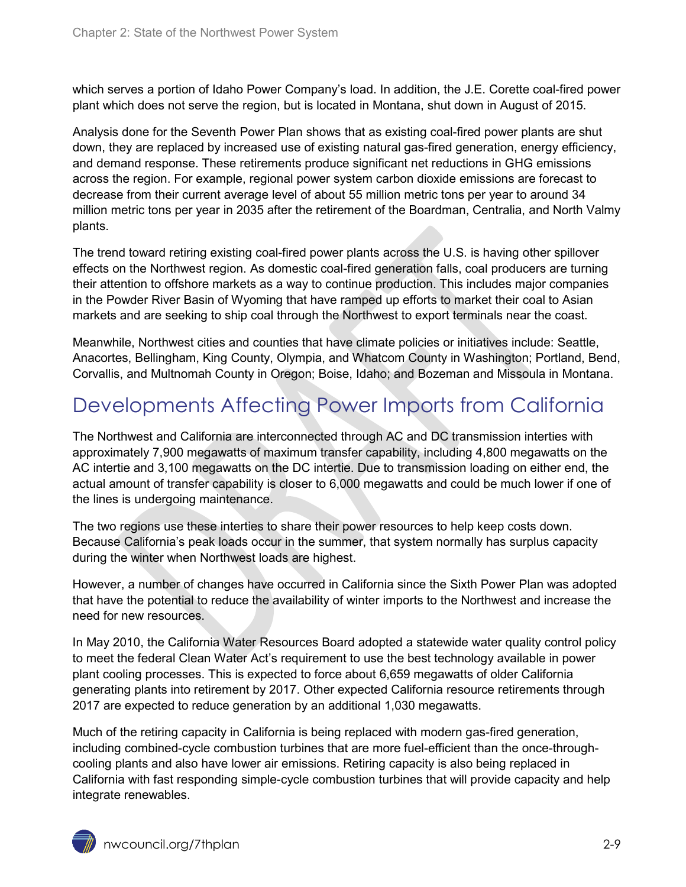which serves a portion of Idaho Power Company's load. In addition, the J.E. Corette coal-fired power plant which does not serve the region, but is located in Montana, shut down in August of 2015.

Analysis done for the Seventh Power Plan shows that as existing coal-fired power plants are shut down, they are replaced by increased use of existing natural gas-fired generation, energy efficiency, and demand response. These retirements produce significant net reductions in GHG emissions across the region. For example, regional power system carbon dioxide emissions are forecast to decrease from their current average level of about 55 million metric tons per year to around 34 million metric tons per year in 2035 after the retirement of the Boardman, Centralia, and North Valmy plants.

The trend toward retiring existing coal-fired power plants across the U.S. is having other spillover effects on the Northwest region. As domestic coal-fired generation falls, coal producers are turning their attention to offshore markets as a way to continue production. This includes major companies in the Powder River Basin of Wyoming that have ramped up efforts to market their coal to Asian markets and are seeking to ship coal through the Northwest to export terminals near the coast.

Meanwhile, Northwest cities and counties that have climate policies or initiatives include: Seattle, Anacortes, Bellingham, King County, Olympia, and Whatcom County in Washington; Portland, Bend, Corvallis, and Multnomah County in Oregon; Boise, Idaho; and Bozeman and Missoula in Montana.

# Developments Affecting Power Imports from California

The Northwest and California are interconnected through AC and DC transmission interties with approximately 7,900 megawatts of maximum transfer capability, including 4,800 megawatts on the AC intertie and 3,100 megawatts on the DC intertie. Due to transmission loading on either end, the actual amount of transfer capability is closer to 6,000 megawatts and could be much lower if one of the lines is undergoing maintenance.

The two regions use these interties to share their power resources to help keep costs down. Because California's peak loads occur in the summer, that system normally has surplus capacity during the winter when Northwest loads are highest.

However, a number of changes have occurred in California since the Sixth Power Plan was adopted that have the potential to reduce the availability of winter imports to the Northwest and increase the need for new resources.

In May 2010, the California Water Resources Board adopted a statewide water quality control policy to meet the federal Clean Water Act's requirement to use the best technology available in power plant cooling processes. This is expected to force about 6,659 megawatts of older California generating plants into retirement by 2017. Other expected California resource retirements through 2017 are expected to reduce generation by an additional 1,030 megawatts.

Much of the retiring capacity in California is being replaced with modern gas-fired generation, including combined-cycle combustion turbines that are more fuel-efficient than the once-through-cooling plants and also have lower air emissions. Retiring capacity is also being replaced in California with fast responding simple-cycle combustion turbines that will provide capacity and help integrate renewables.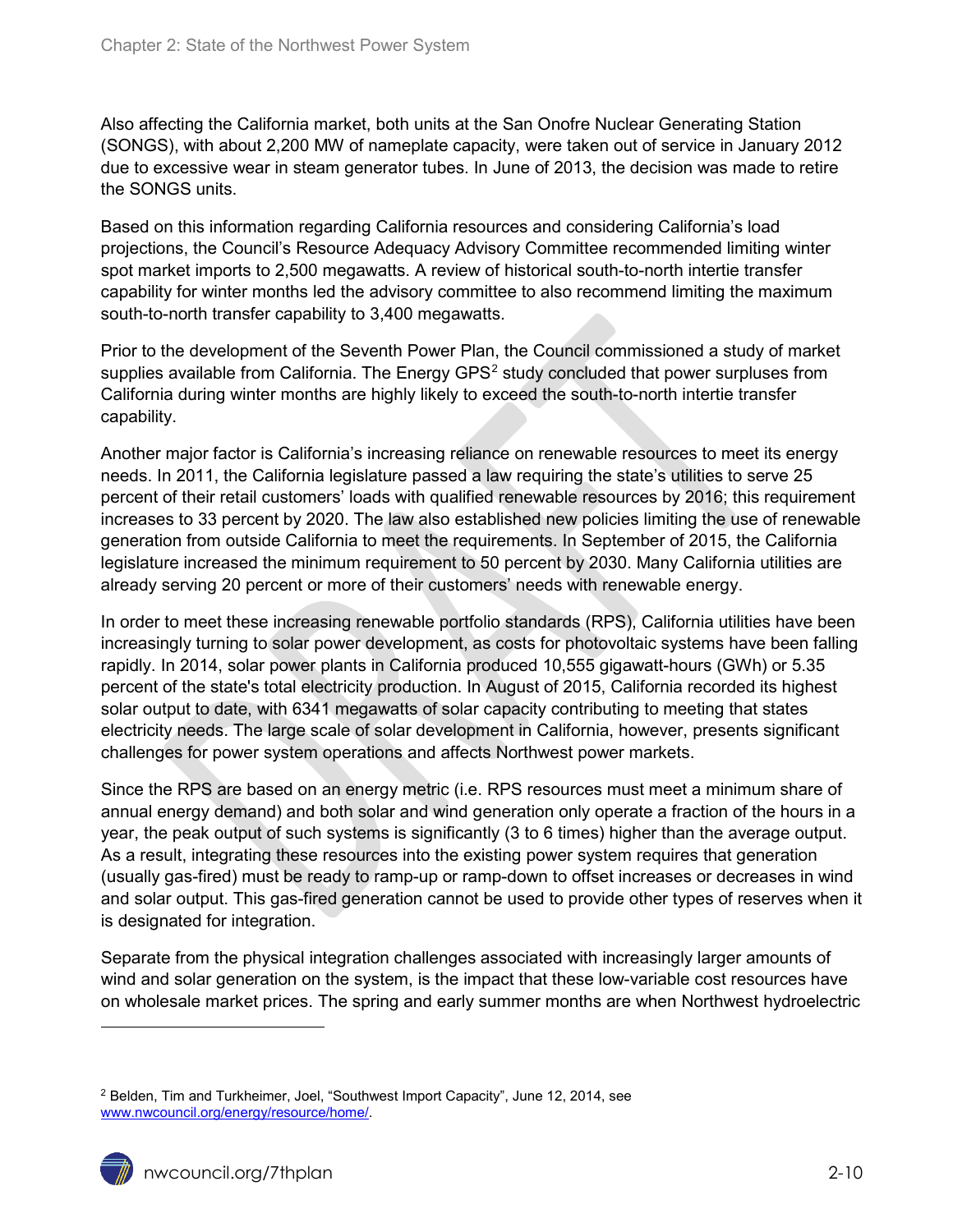Also affecting the California market, both units at the San Onofre Nuclear Generating Station (SONGS), with about 2,200 MW of nameplate capacity, were taken out of service in January 2012 due to excessive wear in steam generator tubes. In June of 2013, the decision was made to retire the SONGS units.

Based on this information regarding California resources and considering California's load projections, the Council's Resource Adequacy Advisory Committee recommended limiting winter spot market imports to 2,500 megawatts. A review of historical south-to-north intertie transfer capability for winter months led the advisory committee to also recommend limiting the maximum south-to-north transfer capability to 3,400 megawatts.

Prior to the development of the Seventh Power Plan, the Council commissioned a study of market supplies available from California. The Energy GPS[2] study concluded that power surpluses from California during winter months are highly likely to exceed the south-to-north intertie transfer capability.

Another major factor is California's increasing reliance on renewable resources to meet its energy needs. In 2011, the California legislature passed a law requiring the state's utilities to serve 25 percent of their retail customers' loads with qualified renewable resources by 2016; this requirement increases to 33 percent by 2020. The law also established new policies limiting the use of renewable generation from outside California to meet the requirements. In September of 2015, the California legislature increased the minimum requirement to 50 percent by 2030. Many California utilities are already serving 20 percent or more of their customers' needs with renewable energy.

In order to meet these increasing renewable portfolio standards (RPS), California utilities have been increasingly turning to solar power development, as costs for photovoltaic systems have been falling rapidly. In 2014, solar power plants in California produced 10,555 gigawatt-hours (GWh) or 5.35 percent of the state's total electricity production. In August of 2015, California recorded its highest solar output to date, with 6341 megawatts of solar capacity contributing to meeting that states electricity needs. The large scale of solar development in California, however, presents significant challenges for power system operations and affects Northwest power markets.

Since the RPS are based on an energy metric (i.e. RPS resources must meet a minimum share of annual energy demand) and both solar and wind generation only operate a fraction of the hours in a year, the peak output of such systems is significantly (3 to 6 times) higher than the average output. As a result, integrating these resources into the existing power system requires that generation (usually gas-fired) must be ready to ramp-up or ramp-down to offset increases or decreases in wind and solar output. This gas-fired generation cannot be used to provide other types of reserves when it is designated for integration.

Separate from the physical integration challenges associated with increasingly larger amounts of wind and solar generation on the system, is the impact that these low-variable cost resources have on wholesale market prices. The spring and early summer months are when Northwest hydroelectric

---

[2] Belden, Tim and Turkheimer, Joel, "Southwest Import Capacity", June 12, 2014, see www.nwcouncil.org/energy/resource/home/.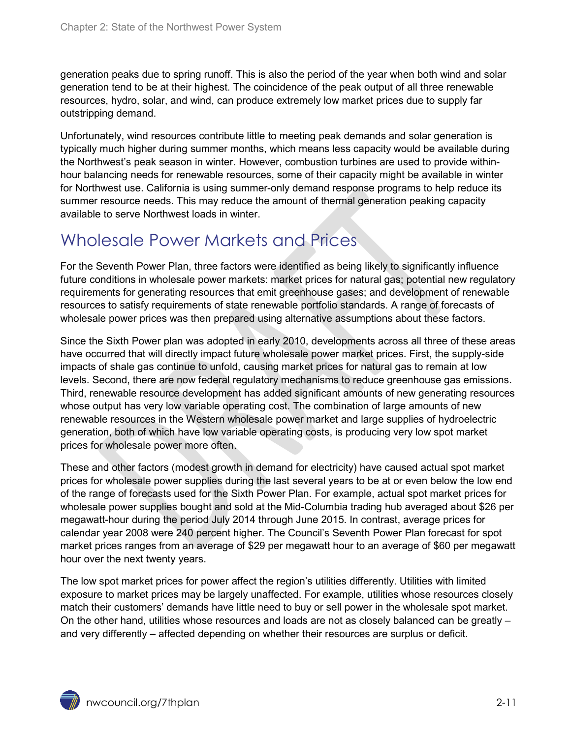generation peaks due to spring runoff. This is also the period of the year when both wind and solar generation tend to be at their highest. The coincidence of the peak output of all three renewable resources, hydro, solar, and wind, can produce extremely low market prices due to supply far outstripping demand.

Unfortunately, wind resources contribute little to meeting peak demands and solar generation is typically much higher during summer months, which means less capacity would be available during the Northwest's peak season in winter. However, combustion turbines are used to provide within-hour balancing needs for renewable resources, some of their capacity might be available in winter for Northwest use. California is using summer-only demand response programs to help reduce its summer resource needs. This may reduce the amount of thermal generation peaking capacity available to serve Northwest loads in winter.

## Wholesale Power Markets and Prices

For the Seventh Power Plan, three factors were identified as being likely to significantly influence future conditions in wholesale power markets: market prices for natural gas; potential new regulatory requirements for generating resources that emit greenhouse gases; and development of renewable resources to satisfy requirements of state renewable portfolio standards. A range of forecasts of wholesale power prices was then prepared using alternative assumptions about these factors.

Since the Sixth Power plan was adopted in early 2010, developments across all three of these areas have occurred that will directly impact future wholesale power market prices. First, the supply-side impacts of shale gas continue to unfold, causing market prices for natural gas to remain at low levels. Second, there are now federal regulatory mechanisms to reduce greenhouse gas emissions. Third, renewable resource development has added significant amounts of new generating resources whose output has very low variable operating cost. The combination of large amounts of new renewable resources in the Western wholesale power market and large supplies of hydroelectric generation, both of which have low variable operating costs, is producing very low spot market prices for wholesale power more often.

These and other factors (modest growth in demand for electricity) have caused actual spot market prices for wholesale power supplies during the last several years to be at or even below the low end of the range of forecasts used for the Sixth Power Plan. For example, actual spot market prices for wholesale power supplies bought and sold at the Mid-Columbia trading hub averaged about $26 per megawatt-hour during the period July 2014 through June 2015. In contrast, average prices for calendar year 2008 were 240 percent higher. The Council's Seventh Power Plan forecast for spot market prices ranges from an average of $29 per megawatt hour to an average of $60 per megawatt hour over the next twenty years.

The low spot market prices for power affect the region's utilities differently. Utilities with limited exposure to market prices may be largely unaffected. For example, utilities whose resources closely match their customers' demands have little need to buy or sell power in the wholesale spot market. On the other hand, utilities whose resources and loads are not as closely balanced can be greatly – and very differently – affected depending on whether their resources are surplus or deficit.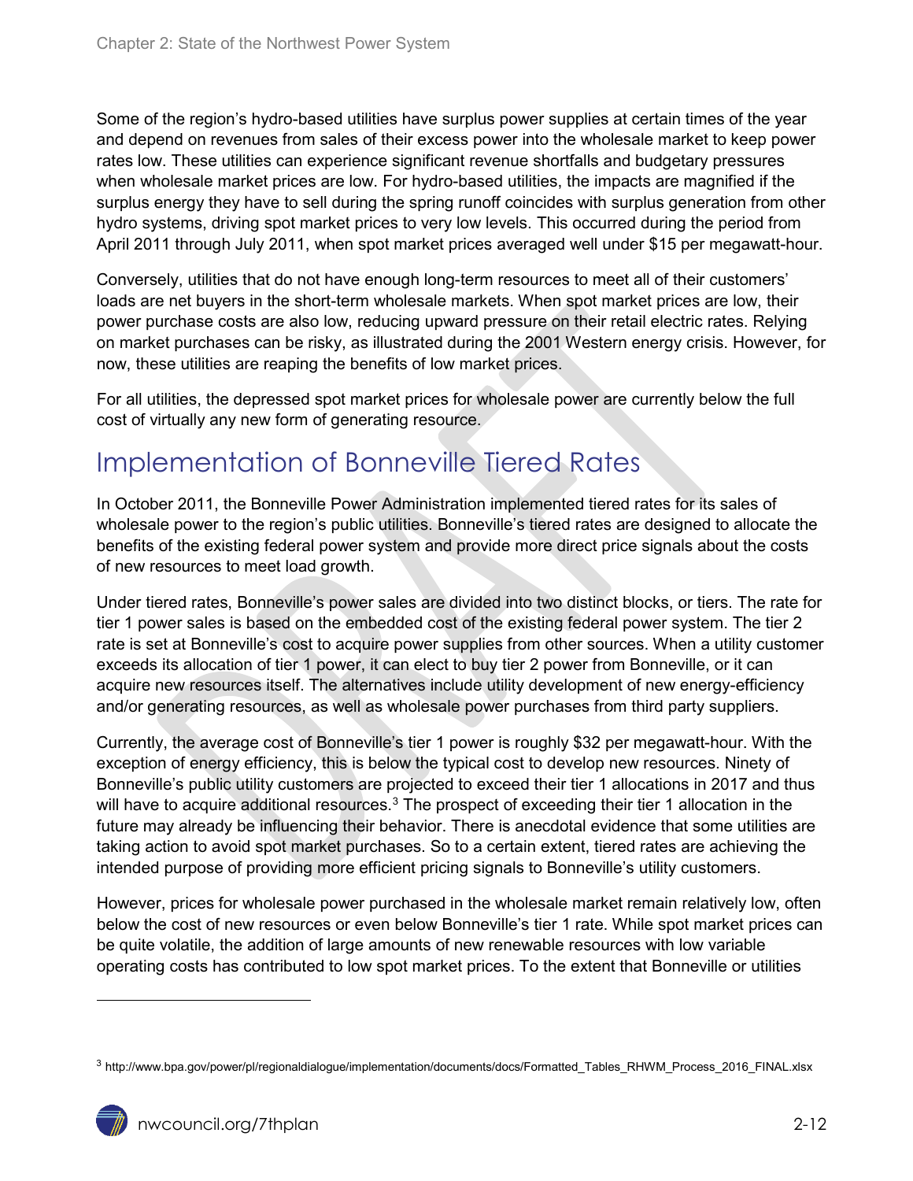Some of the region's hydro-based utilities have surplus power supplies at certain times of the year and depend on revenues from sales of their excess power into the wholesale market to keep power rates low. These utilities can experience significant revenue shortfalls and budgetary pressures when wholesale market prices are low. For hydro-based utilities, the impacts are magnified if the surplus energy they have to sell during the spring runoff coincides with surplus generation from other hydro systems, driving spot market prices to very low levels. This occurred during the period from April 2011 through July 2011, when spot market prices averaged well under $15 per megawatt-hour.

Conversely, utilities that do not have enough long-term resources to meet all of their customers' loads are net buyers in the short-term wholesale markets. When spot market prices are low, their power purchase costs are also low, reducing upward pressure on their retail electric rates. Relying on market purchases can be risky, as illustrated during the 2001 Western energy crisis. However, for now, these utilities are reaping the benefits of low market prices.

For all utilities, the depressed spot market prices for wholesale power are currently below the full cost of virtually any new form of generating resource.

## Implementation of Bonneville Tiered Rates

In October 2011, the Bonneville Power Administration implemented tiered rates for its sales of wholesale power to the region's public utilities. Bonneville's tiered rates are designed to allocate the benefits of the existing federal power system and provide more direct price signals about the costs of new resources to meet load growth.

Under tiered rates, Bonneville's power sales are divided into two distinct blocks, or tiers. The rate for tier 1 power sales is based on the embedded cost of the existing federal power system. The tier 2 rate is set at Bonneville's cost to acquire power supplies from other sources. When a utility customer exceeds its allocation of tier 1 power, it can elect to buy tier 2 power from Bonneville, or it can acquire new resources itself. The alternatives include utility development of new energy-efficiency and/or generating resources, as well as wholesale power purchases from third party suppliers.

Currently, the average cost of Bonneville's tier 1 power is roughly $32 per megawatt-hour. With the exception of energy efficiency, this is below the typical cost to develop new resources. Ninety of Bonneville's public utility customers are projected to exceed their tier 1 allocations in 2017 and thus will have to acquire additional resources.[3] The prospect of exceeding their tier 1 allocation in the future may already be influencing their behavior. There is anecdotal evidence that some utilities are taking action to avoid spot market purchases. So to a certain extent, tiered rates are achieving the intended purpose of providing more efficient pricing signals to Bonneville's utility customers.

However, prices for wholesale power purchased in the wholesale market remain relatively low, often below the cost of new resources or even below Bonneville's tier 1 rate. While spot market prices can be quite volatile, the addition of large amounts of new renewable resources with low variable operating costs has contributed to low spot market prices. To the extent that Bonneville or utilities

---

[3] http://www.bpa.gov/power/pl/regionaldialogue/implementation/documents/docs/Formatted_Tables_RHWM_Process_2016_FINAL.xlsx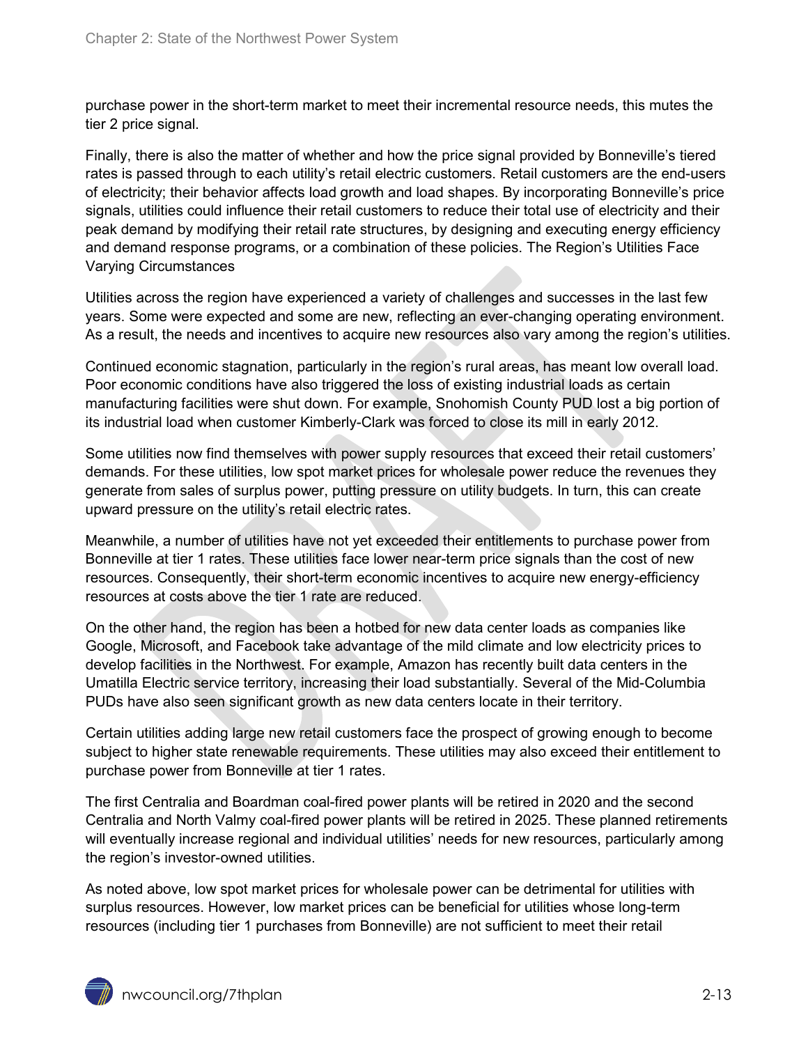purchase power in the short-term market to meet their incremental resource needs, this mutes the tier 2 price signal.

Finally, there is also the matter of whether and how the price signal provided by Bonneville's tiered rates is passed through to each utility's retail electric customers. Retail customers are the end-users of electricity; their behavior affects load growth and load shapes. By incorporating Bonneville's price signals, utilities could influence their retail customers to reduce their total use of electricity and their peak demand by modifying their retail rate structures, by designing and executing energy efficiency and demand response programs, or a combination of these policies. The Region's Utilities Face Varying Circumstances

Utilities across the region have experienced a variety of challenges and successes in the last few years. Some were expected and some are new, reflecting an ever-changing operating environment. As a result, the needs and incentives to acquire new resources also vary among the region's utilities.

Continued economic stagnation, particularly in the region's rural areas, has meant low overall load. Poor economic conditions have also triggered the loss of existing industrial loads as certain manufacturing facilities were shut down. For example, Snohomish County PUD lost a big portion of its industrial load when customer Kimberly-Clark was forced to close its mill in early 2012.

Some utilities now find themselves with power supply resources that exceed their retail customers' demands. For these utilities, low spot market prices for wholesale power reduce the revenues they generate from sales of surplus power, putting pressure on utility budgets. In turn, this can create upward pressure on the utility's retail electric rates.

Meanwhile, a number of utilities have not yet exceeded their entitlements to purchase power from Bonneville at tier 1 rates. These utilities face lower near-term price signals than the cost of new resources. Consequently, their short-term economic incentives to acquire new energy-efficiency resources at costs above the tier 1 rate are reduced.

On the other hand, the region has been a hotbed for new data center loads as companies like Google, Microsoft, and Facebook take advantage of the mild climate and low electricity prices to develop facilities in the Northwest. For example, Amazon has recently built data centers in the Umatilla Electric service territory, increasing their load substantially. Several of the Mid-Columbia PUDs have also seen significant growth as new data centers locate in their territory.

Certain utilities adding large new retail customers face the prospect of growing enough to become subject to higher state renewable requirements. These utilities may also exceed their entitlement to purchase power from Bonneville at tier 1 rates.

The first Centralia and Boardman coal-fired power plants will be retired in 2020 and the second Centralia and North Valmy coal-fired power plants will be retired in 2025. These planned retirements will eventually increase regional and individual utilities' needs for new resources, particularly among the region's investor-owned utilities.

As noted above, low spot market prices for wholesale power can be detrimental for utilities with surplus resources. However, low market prices can be beneficial for utilities whose long-term resources (including tier 1 purchases from Bonneville) are not sufficient to meet their retail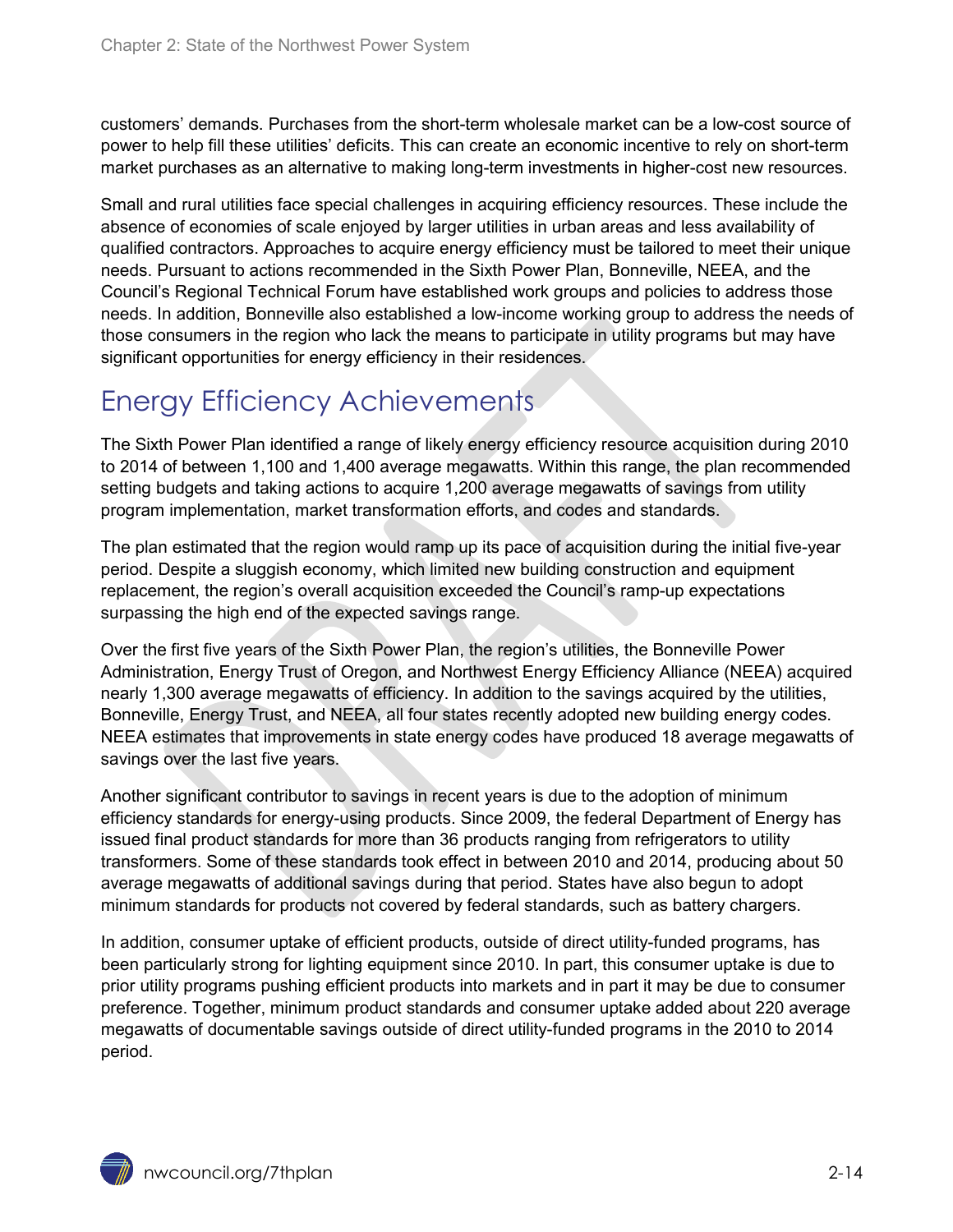customers' demands. Purchases from the short-term wholesale market can be a low-cost source of power to help fill these utilities' deficits. This can create an economic incentive to rely on short-term market purchases as an alternative to making long-term investments in higher-cost new resources.

Small and rural utilities face special challenges in acquiring efficiency resources. These include the absence of economies of scale enjoyed by larger utilities in urban areas and less availability of qualified contractors. Approaches to acquire energy efficiency must be tailored to meet their unique needs. Pursuant to actions recommended in the Sixth Power Plan, Bonneville, NEEA, and the Council's Regional Technical Forum have established work groups and policies to address those needs. In addition, Bonneville also established a low-income working group to address the needs of those consumers in the region who lack the means to participate in utility programs but may have significant opportunities for energy efficiency in their residences.

## Energy Efficiency Achievements

The Sixth Power Plan identified a range of likely energy efficiency resource acquisition during 2010 to 2014 of between 1,100 and 1,400 average megawatts. Within this range, the plan recommended setting budgets and taking actions to acquire 1,200 average megawatts of savings from utility program implementation, market transformation efforts, and codes and standards.

The plan estimated that the region would ramp up its pace of acquisition during the initial five-year period. Despite a sluggish economy, which limited new building construction and equipment replacement, the region's overall acquisition exceeded the Council's ramp-up expectations surpassing the high end of the expected savings range.

Over the first five years of the Sixth Power Plan, the region's utilities, the Bonneville Power Administration, Energy Trust of Oregon, and Northwest Energy Efficiency Alliance (NEEA) acquired nearly 1,300 average megawatts of efficiency. In addition to the savings acquired by the utilities, Bonneville, Energy Trust, and NEEA, all four states recently adopted new building energy codes. NEEA estimates that improvements in state energy codes have produced 18 average megawatts of savings over the last five years.

Another significant contributor to savings in recent years is due to the adoption of minimum efficiency standards for energy-using products. Since 2009, the federal Department of Energy has issued final product standards for more than 36 products ranging from refrigerators to utility transformers. Some of these standards took effect in between 2010 and 2014, producing about 50 average megawatts of additional savings during that period. States have also begun to adopt minimum standards for products not covered by federal standards, such as battery chargers.

In addition, consumer uptake of efficient products, outside of direct utility-funded programs, has been particularly strong for lighting equipment since 2010. In part, this consumer uptake is due to prior utility programs pushing efficient products into markets and in part it may be due to consumer preference. Together, minimum product standards and consumer uptake added about 220 average megawatts of documentable savings outside of direct utility-funded programs in the 2010 to 2014 period.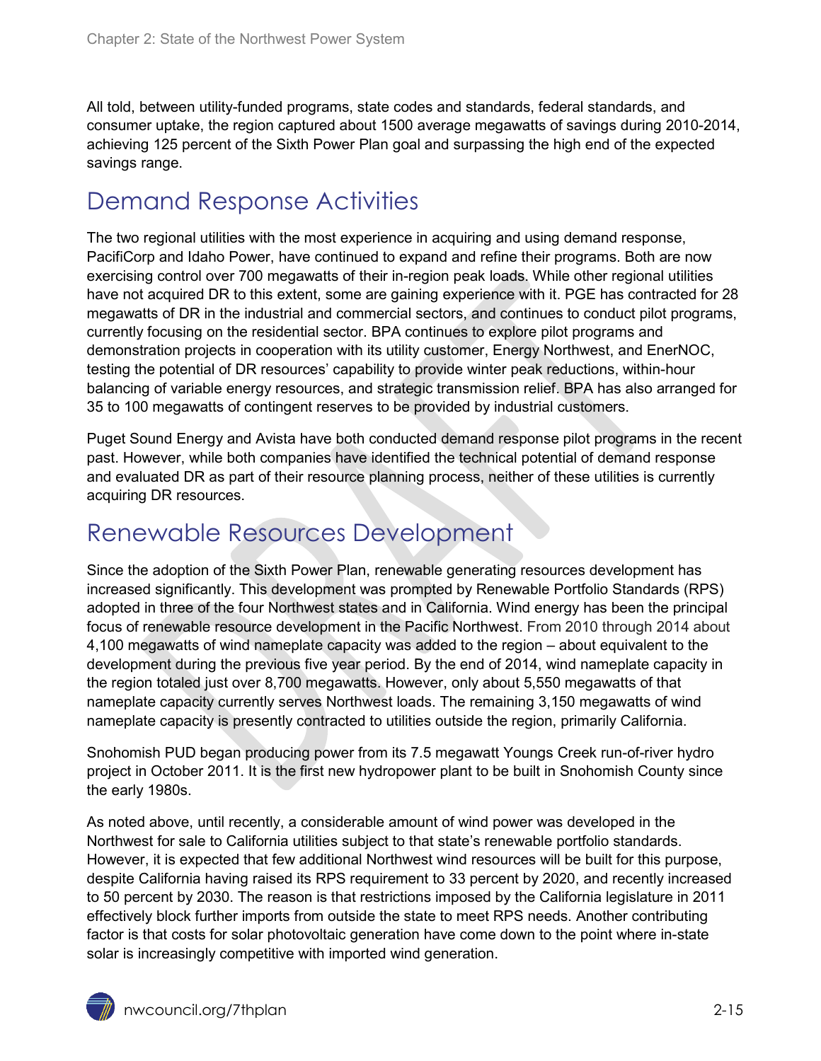All told, between utility-funded programs, state codes and standards, federal standards, and consumer uptake, the region captured about 1500 average megawatts of savings during 2010-2014, achieving 125 percent of the Sixth Power Plan goal and surpassing the high end of the expected savings range.

## Demand Response Activities

The two regional utilities with the most experience in acquiring and using demand response, PacifiCorp and Idaho Power, have continued to expand and refine their programs. Both are now exercising control over 700 megawatts of their in-region peak loads. While other regional utilities have not acquired DR to this extent, some are gaining experience with it. PGE has contracted for 28 megawatts of DR in the industrial and commercial sectors, and continues to conduct pilot programs, currently focusing on the residential sector. BPA continues to explore pilot programs and demonstration projects in cooperation with its utility customer, Energy Northwest, and EnerNOC, testing the potential of DR resources' capability to provide winter peak reductions, within-hour balancing of variable energy resources, and strategic transmission relief. BPA has also arranged for 35 to 100 megawatts of contingent reserves to be provided by industrial customers.

Puget Sound Energy and Avista have both conducted demand response pilot programs in the recent past. However, while both companies have identified the technical potential of demand response and evaluated DR as part of their resource planning process, neither of these utilities is currently acquiring DR resources.

## Renewable Resources Development

Since the adoption of the Sixth Power Plan, renewable generating resources development has increased significantly. This development was prompted by Renewable Portfolio Standards (RPS) adopted in three of the four Northwest states and in California. Wind energy has been the principal focus of renewable resource development in the Pacific Northwest. From 2010 through 2014 about 4,100 megawatts of wind nameplate capacity was added to the region – about equivalent to the development during the previous five year period. By the end of 2014, wind nameplate capacity in the region totaled just over 8,700 megawatts. However, only about 5,550 megawatts of that nameplate capacity currently serves Northwest loads. The remaining 3,150 megawatts of wind nameplate capacity is presently contracted to utilities outside the region, primarily California.

Snohomish PUD began producing power from its 7.5 megawatt Youngs Creek run-of-river hydro project in October 2011. It is the first new hydropower plant to be built in Snohomish County since the early 1980s.

As noted above, until recently, a considerable amount of wind power was developed in the Northwest for sale to California utilities subject to that state's renewable portfolio standards. However, it is expected that few additional Northwest wind resources will be built for this purpose, despite California having raised its RPS requirement to 33 percent by 2020, and recently increased to 50 percent by 2030. The reason is that restrictions imposed by the California legislature in 2011 effectively block further imports from outside the state to meet RPS needs. Another contributing factor is that costs for solar photovoltaic generation have come down to the point where in-state solar is increasingly competitive with imported wind generation.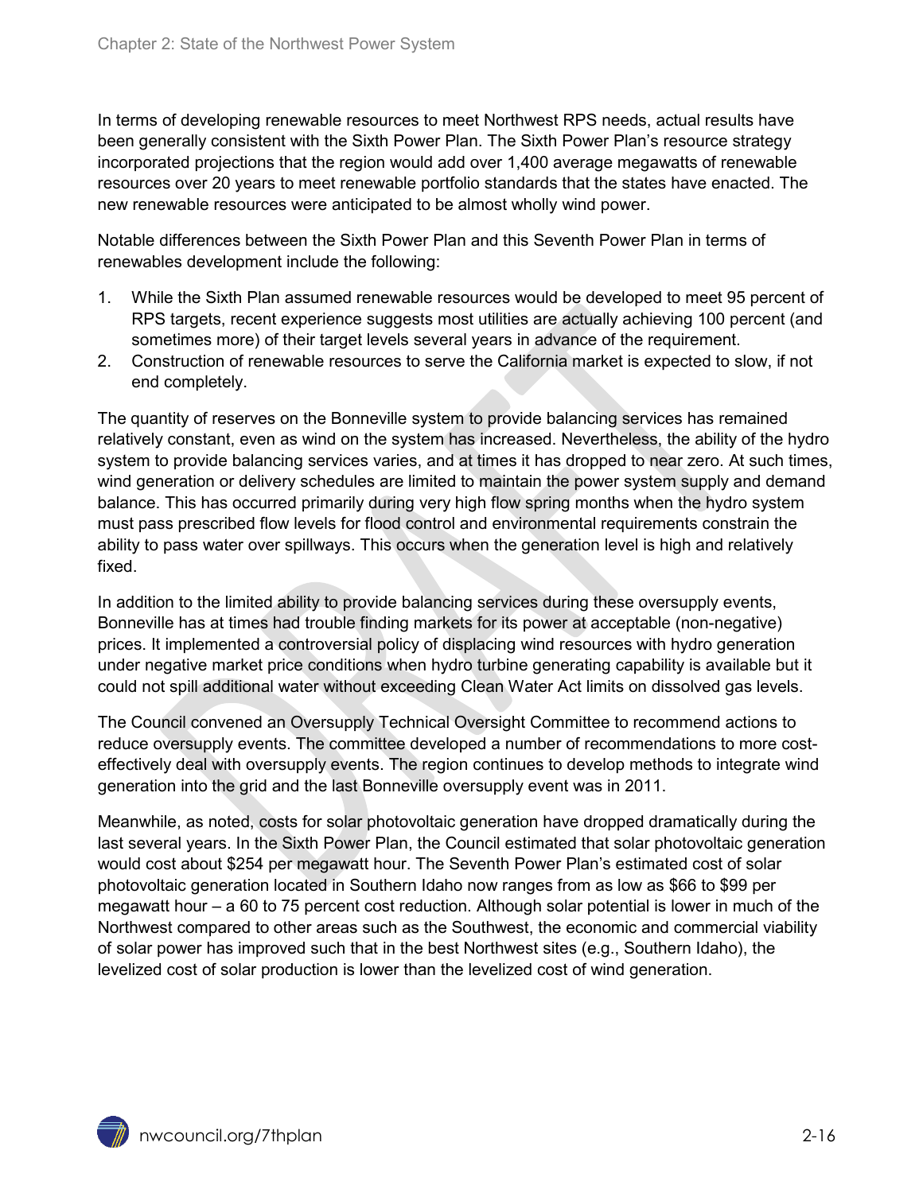In terms of developing renewable resources to meet Northwest RPS needs, actual results have been generally consistent with the Sixth Power Plan. The Sixth Power Plan's resource strategy incorporated projections that the region would add over 1,400 average megawatts of renewable resources over 20 years to meet renewable portfolio standards that the states have enacted. The new renewable resources were anticipated to be almost wholly wind power.

Notable differences between the Sixth Power Plan and this Seventh Power Plan in terms of renewables development include the following:

1. While the Sixth Plan assumed renewable resources would be developed to meet 95 percent of RPS targets, recent experience suggests most utilities are actually achieving 100 percent (and sometimes more) of their target levels several years in advance of the requirement.
2. Construction of renewable resources to serve the California market is expected to slow, if not end completely.

The quantity of reserves on the Bonneville system to provide balancing services has remained relatively constant, even as wind on the system has increased. Nevertheless, the ability of the hydro system to provide balancing services varies, and at times it has dropped to near zero. At such times, wind generation or delivery schedules are limited to maintain the power system supply and demand balance. This has occurred primarily during very high flow spring months when the hydro system must pass prescribed flow levels for flood control and environmental requirements constrain the ability to pass water over spillways. This occurs when the generation level is high and relatively fixed.

In addition to the limited ability to provide balancing services during these oversupply events, Bonneville has at times had trouble finding markets for its power at acceptable (non-negative) prices. It implemented a controversial policy of displacing wind resources with hydro generation under negative market price conditions when hydro turbine generating capability is available but it could not spill additional water without exceeding Clean Water Act limits on dissolved gas levels.

The Council convened an Oversupply Technical Oversight Committee to recommend actions to reduce oversupply events. The committee developed a number of recommendations to more cost-effectively deal with oversupply events. The region continues to develop methods to integrate wind generation into the grid and the last Bonneville oversupply event was in 2011.

Meanwhile, as noted, costs for solar photovoltaic generation have dropped dramatically during the last several years. In the Sixth Power Plan, the Council estimated that solar photovoltaic generation would cost about $254 per megawatt hour. The Seventh Power Plan's estimated cost of solar photovoltaic generation located in Southern Idaho now ranges from as low as $66 to $99 per megawatt hour – a 60 to 75 percent cost reduction. Although solar potential is lower in much of the Northwest compared to other areas such as the Southwest, the economic and commercial viability of solar power has improved such that in the best Northwest sites (e.g., Southern Idaho), the levelized cost of solar production is lower than the levelized cost of wind generation.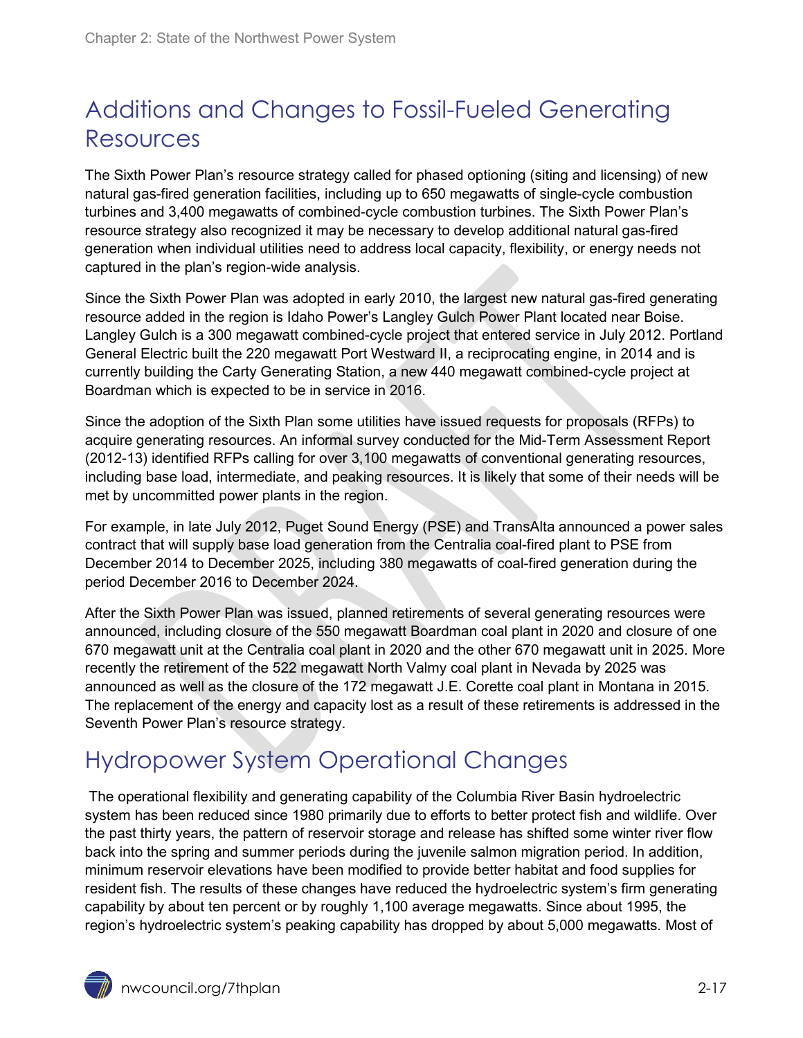## Additions and Changes to Fossil-Fueled Generating Resources

The Sixth Power Plan's resource strategy called for phased optioning (siting and licensing) of new natural gas-fired generation facilities, including up to 650 megawatts of single-cycle combustion turbines and 3,400 megawatts of combined-cycle combustion turbines. The Sixth Power Plan's resource strategy also recognized it may be necessary to develop additional natural gas-fired generation when individual utilities need to address local capacity, flexibility, or energy needs not captured in the plan's region-wide analysis.

Since the Sixth Power Plan was adopted in early 2010, the largest new natural gas-fired generating resource added in the region is Idaho Power's Langley Gulch Power Plant located near Boise. Langley Gulch is a 300 megawatt combined-cycle project that entered service in July 2012. Portland General Electric built the 220 megawatt Port Westward II, a reciprocating engine, in 2014 and is currently building the Carty Generating Station, a new 440 megawatt combined-cycle project at Boardman which is expected to be in service in 2016.

Since the adoption of the Sixth Plan some utilities have issued requests for proposals (RFPs) to acquire generating resources. An informal survey conducted for the Mid-Term Assessment Report (2012-13) identified RFPs calling for over 3,100 megawatts of conventional generating resources, including base load, intermediate, and peaking resources. It is likely that some of their needs will be met by uncommitted power plants in the region.

For example, in late July 2012, Puget Sound Energy (PSE) and TransAlta announced a power sales contract that will supply base load generation from the Centralia coal-fired plant to PSE from December 2014 to December 2025, including 380 megawatts of coal-fired generation during the period December 2016 to December 2024.

After the Sixth Power Plan was issued, planned retirements of several generating resources were announced, including closure of the 550 megawatt Boardman coal plant in 2020 and closure of one 670 megawatt unit at the Centralia coal plant in 2020 and the other 670 megawatt unit in 2025. More recently the retirement of the 522 megawatt North Valmy coal plant in Nevada by 2025 was announced as well as the closure of the 172 megawatt J.E. Corette coal plant in Montana in 2015. The replacement of the energy and capacity lost as a result of these retirements is addressed in the Seventh Power Plan's resource strategy.

## Hydropower System Operational Changes

The operational flexibility and generating capability of the Columbia River Basin hydroelectric system has been reduced since 1980 primarily due to efforts to better protect fish and wildlife. Over the past thirty years, the pattern of reservoir storage and release has shifted some winter river flow back into the spring and summer periods during the juvenile salmon migration period. In addition, minimum reservoir elevations have been modified to provide better habitat and food supplies for resident fish. The results of these changes have reduced the hydroelectric system's firm generating capability by about ten percent or by roughly 1,100 average megawatts. Since about 1995, the region's hydroelectric system's peaking capability has dropped by about 5,000 megawatts. Most of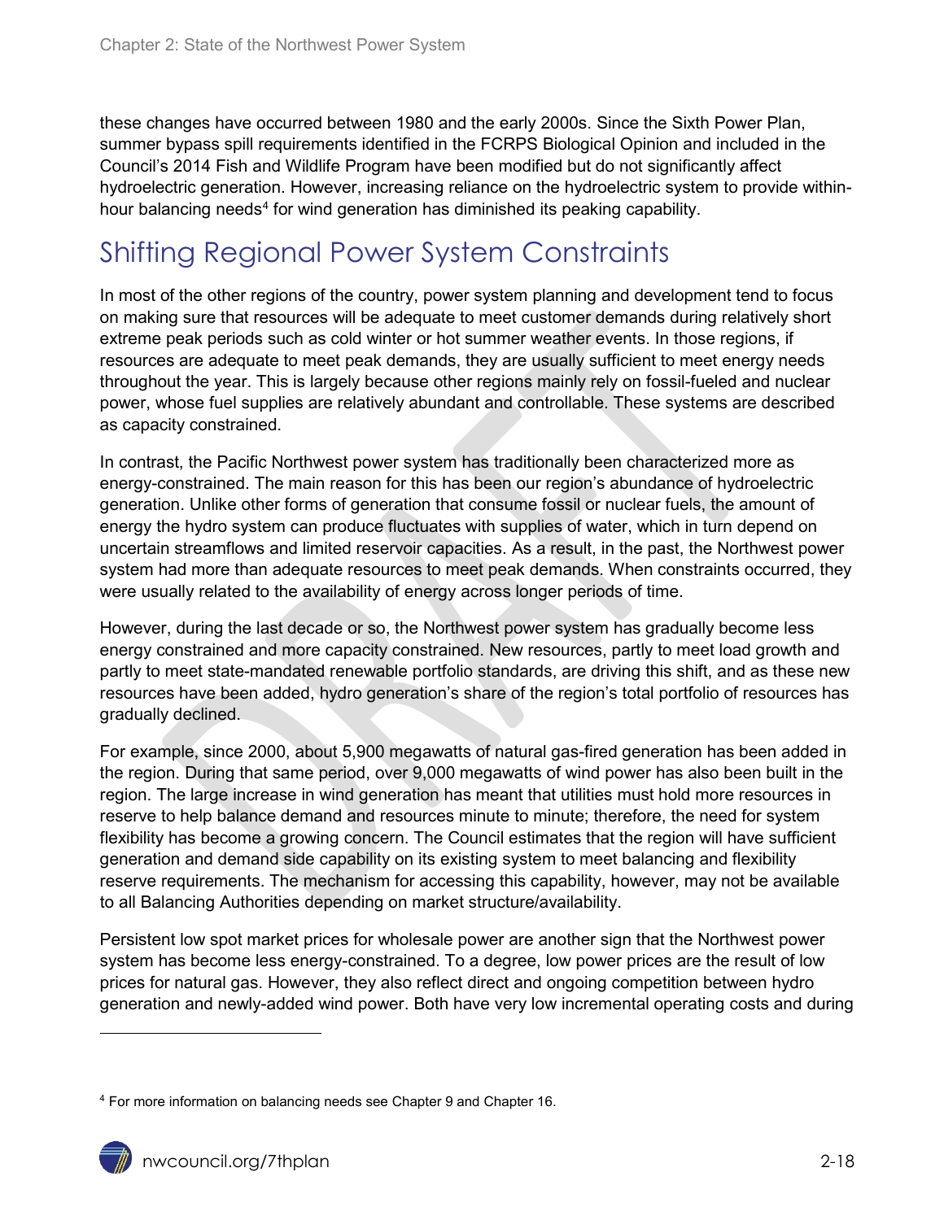these changes have occurred between 1980 and the early 2000s. Since the Sixth Power Plan, summer bypass spill requirements identified in the FCRPS Biological Opinion and included in the Council's 2014 Fish and Wildlife Program have been modified but do not significantly affect hydroelectric generation. However, increasing reliance on the hydroelectric system to provide within-hour balancing needs[4] for wind generation has diminished its peaking capability.

## Shifting Regional Power System Constraints

In most of the other regions of the country, power system planning and development tend to focus on making sure that resources will be adequate to meet customer demands during relatively short extreme peak periods such as cold winter or hot summer weather events. In those regions, if resources are adequate to meet peak demands, they are usually sufficient to meet energy needs throughout the year. This is largely because other regions mainly rely on fossil-fueled and nuclear power, whose fuel supplies are relatively abundant and controllable. These systems are described as capacity constrained.

In contrast, the Pacific Northwest power system has traditionally been characterized more as energy-constrained. The main reason for this has been our region's abundance of hydroelectric generation. Unlike other forms of generation that consume fossil or nuclear fuels, the amount of energy the hydro system can produce fluctuates with supplies of water, which in turn depend on uncertain streamflows and limited reservoir capacities. As a result, in the past, the Northwest power system had more than adequate resources to meet peak demands. When constraints occurred, they were usually related to the availability of energy across longer periods of time.

However, during the last decade or so, the Northwest power system has gradually become less energy constrained and more capacity constrained. New resources, partly to meet load growth and partly to meet state-mandated renewable portfolio standards, are driving this shift, and as these new resources have been added, hydro generation's share of the region's total portfolio of resources has gradually declined.

For example, since 2000, about 5,900 megawatts of natural gas-fired generation has been added in the region. During that same period, over 9,000 megawatts of wind power has also been built in the region. The large increase in wind generation has meant that utilities must hold more resources in reserve to help balance demand and resources minute to minute; therefore, the need for system flexibility has become a growing concern. The Council estimates that the region will have sufficient generation and demand side capability on its existing system to meet balancing and flexibility reserve requirements. The mechanism for accessing this capability, however, may not be available to all Balancing Authorities depending on market structure/availability.

Persistent low spot market prices for wholesale power are another sign that the Northwest power system has become less energy-constrained. To a degree, low power prices are the result of low prices for natural gas. However, they also reflect direct and ongoing competition between hydro generation and newly-added wind power. Both have very low incremental operating costs and during

---

[4] For more information on balancing needs see Chapter 9 and Chapter 16.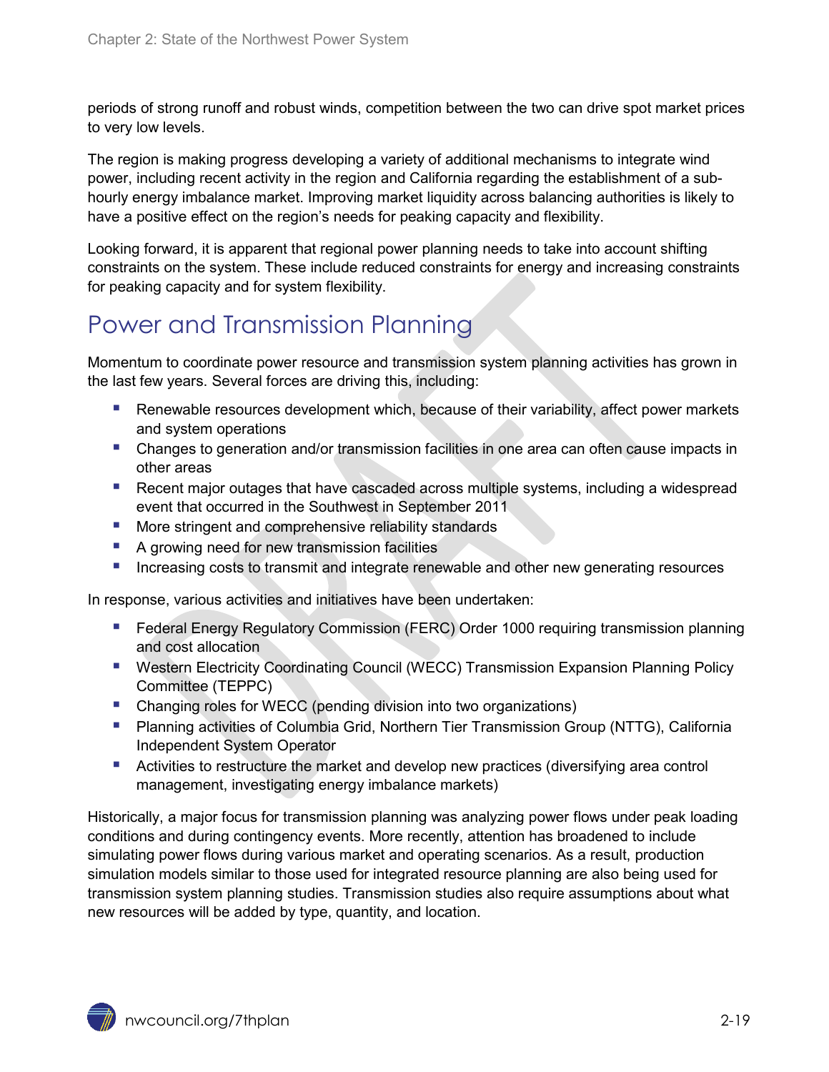periods of strong runoff and robust winds, competition between the two can drive spot market prices to very low levels.

The region is making progress developing a variety of additional mechanisms to integrate wind power, including recent activity in the region and California regarding the establishment of a sub-hourly energy imbalance market. Improving market liquidity across balancing authorities is likely to have a positive effect on the region's needs for peaking capacity and flexibility.

Looking forward, it is apparent that regional power planning needs to take into account shifting constraints on the system. These include reduced constraints for energy and increasing constraints for peaking capacity and for system flexibility.

## Power and Transmission Planning

Momentum to coordinate power resource and transmission system planning activities has grown in the last few years. Several forces are driving this, including:

- Renewable resources development which, because of their variability, affect power markets and system operations
- Changes to generation and/or transmission facilities in one area can often cause impacts in other areas
- Recent major outages that have cascaded across multiple systems, including a widespread event that occurred in the Southwest in September 2011
- More stringent and comprehensive reliability standards
- A growing need for new transmission facilities
- Increasing costs to transmit and integrate renewable and other new generating resources

In response, various activities and initiatives have been undertaken:

- Federal Energy Regulatory Commission (FERC) Order 1000 requiring transmission planning and cost allocation
- Western Electricity Coordinating Council (WECC) Transmission Expansion Planning Policy Committee (TEPPC)
- Changing roles for WECC (pending division into two organizations)
- Planning activities of Columbia Grid, Northern Tier Transmission Group (NTTG), California Independent System Operator
- Activities to restructure the market and develop new practices (diversifying area control management, investigating energy imbalance markets)

Historically, a major focus for transmission planning was analyzing power flows under peak loading conditions and during contingency events. More recently, attention has broadened to include simulating power flows during various market and operating scenarios. As a result, production simulation models similar to those used for integrated resource planning are also being used for transmission system planning studies. Transmission studies also require assumptions about what new resources will be added by type, quantity, and location.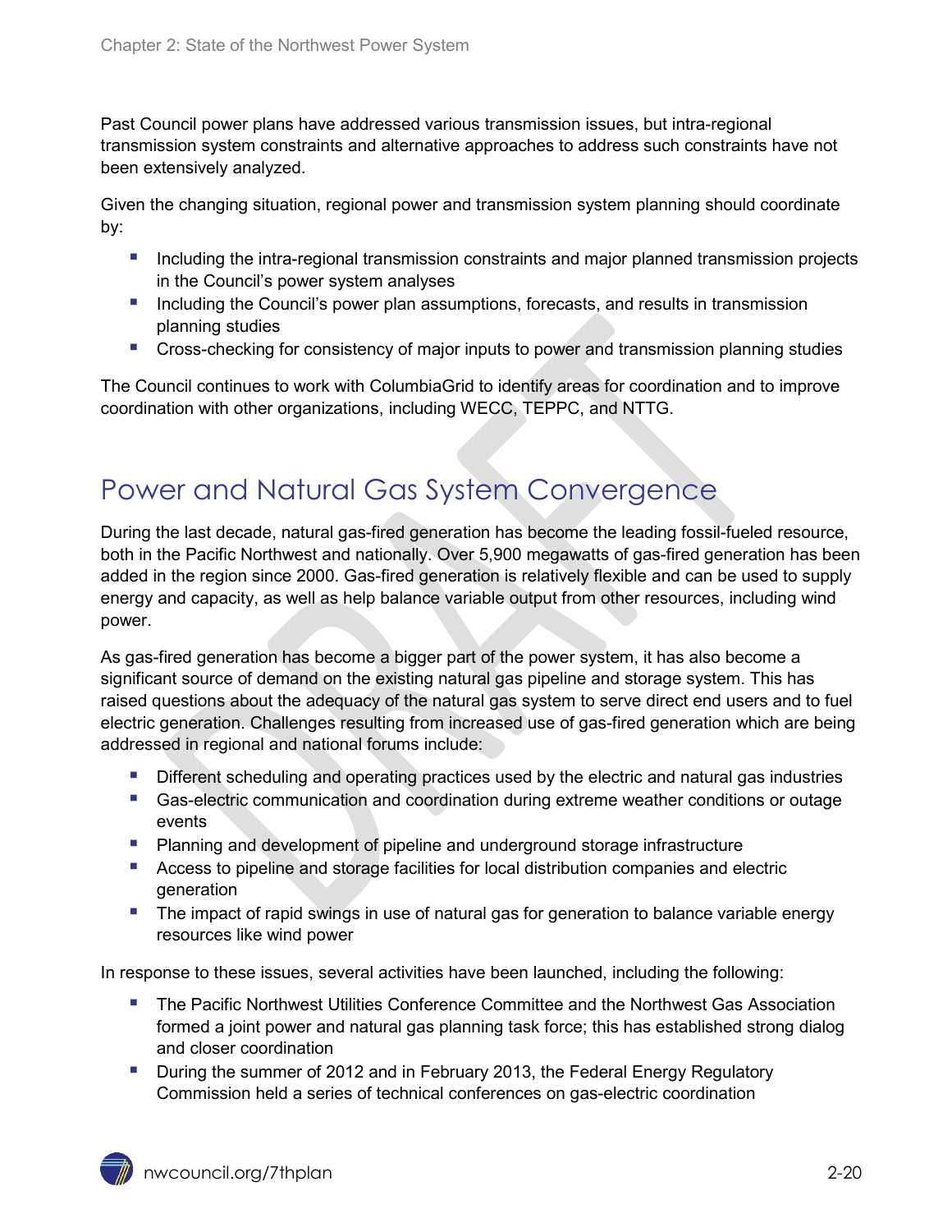Past Council power plans have addressed various transmission issues, but intra-regional transmission system constraints and alternative approaches to address such constraints have not been extensively analyzed.

Given the changing situation, regional power and transmission system planning should coordinate by:

- Including the intra-regional transmission constraints and major planned transmission projects in the Council's power system analyses
- Including the Council's power plan assumptions, forecasts, and results in transmission planning studies
- Cross-checking for consistency of major inputs to power and transmission planning studies

The Council continues to work with ColumbiaGrid to identify areas for coordination and to improve coordination with other organizations, including WECC, TEPPC, and NTTG.

## Power and Natural Gas System Convergence

During the last decade, natural gas-fired generation has become the leading fossil-fueled resource, both in the Pacific Northwest and nationally. Over 5,900 megawatts of gas-fired generation has been added in the region since 2000. Gas-fired generation is relatively flexible and can be used to supply energy and capacity, as well as help balance variable output from other resources, including wind power.

As gas-fired generation has become a bigger part of the power system, it has also become a significant source of demand on the existing natural gas pipeline and storage system. This has raised questions about the adequacy of the natural gas system to serve direct end users and to fuel electric generation. Challenges resulting from increased use of gas-fired generation which are being addressed in regional and national forums include:

- Different scheduling and operating practices used by the electric and natural gas industries
- Gas-electric communication and coordination during extreme weather conditions or outage events
- Planning and development of pipeline and underground storage infrastructure
- Access to pipeline and storage facilities for local distribution companies and electric generation
- The impact of rapid swings in use of natural gas for generation to balance variable energy resources like wind power

In response to these issues, several activities have been launched, including the following:

- The Pacific Northwest Utilities Conference Committee and the Northwest Gas Association formed a joint power and natural gas planning task force; this has established strong dialog and closer coordination
- During the summer of 2012 and in February 2013, the Federal Energy Regulatory Commission held a series of technical conferences on gas-electric coordination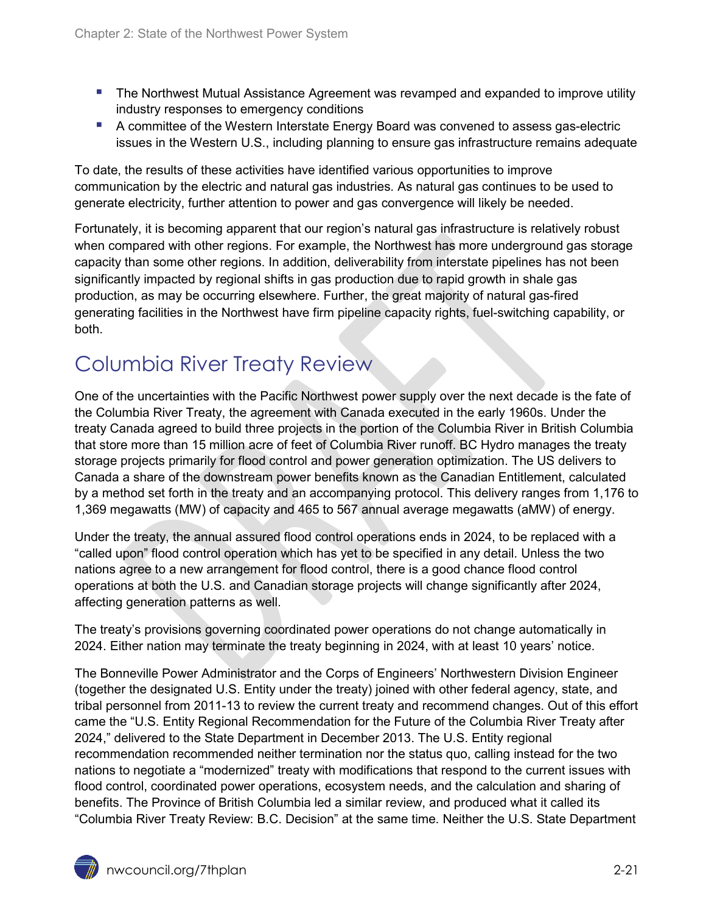- The Northwest Mutual Assistance Agreement was revamped and expanded to improve utility industry responses to emergency conditions
- A committee of the Western Interstate Energy Board was convened to assess gas-electric issues in the Western U.S., including planning to ensure gas infrastructure remains adequate

To date, the results of these activities have identified various opportunities to improve communication by the electric and natural gas industries. As natural gas continues to be used to generate electricity, further attention to power and gas convergence will likely be needed.

Fortunately, it is becoming apparent that our region's natural gas infrastructure is relatively robust when compared with other regions. For example, the Northwest has more underground gas storage capacity than some other regions. In addition, deliverability from interstate pipelines has not been significantly impacted by regional shifts in gas production due to rapid growth in shale gas production, as may be occurring elsewhere. Further, the great majority of natural gas-fired generating facilities in the Northwest have firm pipeline capacity rights, fuel-switching capability, or both.

## Columbia River Treaty Review

One of the uncertainties with the Pacific Northwest power supply over the next decade is the fate of the Columbia River Treaty, the agreement with Canada executed in the early 1960s. Under the treaty Canada agreed to build three projects in the portion of the Columbia River in British Columbia that store more than 15 million acre of feet of Columbia River runoff. BC Hydro manages the treaty storage projects primarily for flood control and power generation optimization. The US delivers to Canada a share of the downstream power benefits known as the Canadian Entitlement, calculated by a method set forth in the treaty and an accompanying protocol. This delivery ranges from 1,176 to 1,369 megawatts (MW) of capacity and 465 to 567 annual average megawatts (aMW) of energy.

Under the treaty, the annual assured flood control operations ends in 2024, to be replaced with a "called upon" flood control operation which has yet to be specified in any detail. Unless the two nations agree to a new arrangement for flood control, there is a good chance flood control operations at both the U.S. and Canadian storage projects will change significantly after 2024, affecting generation patterns as well.

The treaty's provisions governing coordinated power operations do not change automatically in 2024. Either nation may terminate the treaty beginning in 2024, with at least 10 years' notice.

The Bonneville Power Administrator and the Corps of Engineers' Northwestern Division Engineer (together the designated U.S. Entity under the treaty) joined with other federal agency, state, and tribal personnel from 2011-13 to review the current treaty and recommend changes. Out of this effort came the "U.S. Entity Regional Recommendation for the Future of the Columbia River Treaty after 2024," delivered to the State Department in December 2013. The U.S. Entity regional recommendation recommended neither termination nor the status quo, calling instead for the two nations to negotiate a "modernized" treaty with modifications that respond to the current issues with flood control, coordinated power operations, ecosystem needs, and the calculation and sharing of benefits. The Province of British Columbia led a similar review, and produced what it called its "Columbia River Treaty Review: B.C. Decision" at the same time. Neither the U.S. State Department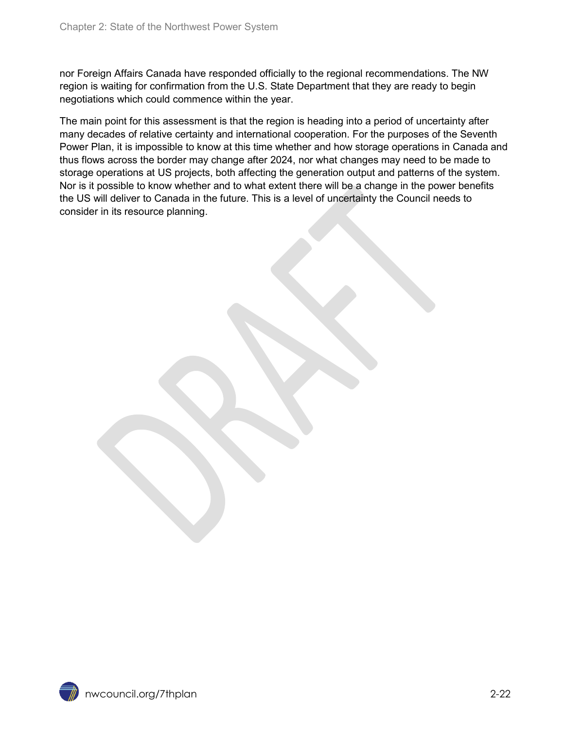nor Foreign Affairs Canada have responded officially to the regional recommendations. The NW region is waiting for confirmation from the U.S. State Department that they are ready to begin negotiations which could commence within the year.

The main point for this assessment is that the region is heading into a period of uncertainty after many decades of relative certainty and international cooperation. For the purposes of the Seventh Power Plan, it is impossible to know at this time whether and how storage operations in Canada and thus flows across the border may change after 2024, nor what changes may need to be made to storage operations at US projects, both affecting the generation output and patterns of the system. Nor is it possible to know whether and to what extent there will be a change in the power benefits the US will deliver to Canada in the future. This is a level of uncertainty the Council needs to consider in its resource planning.